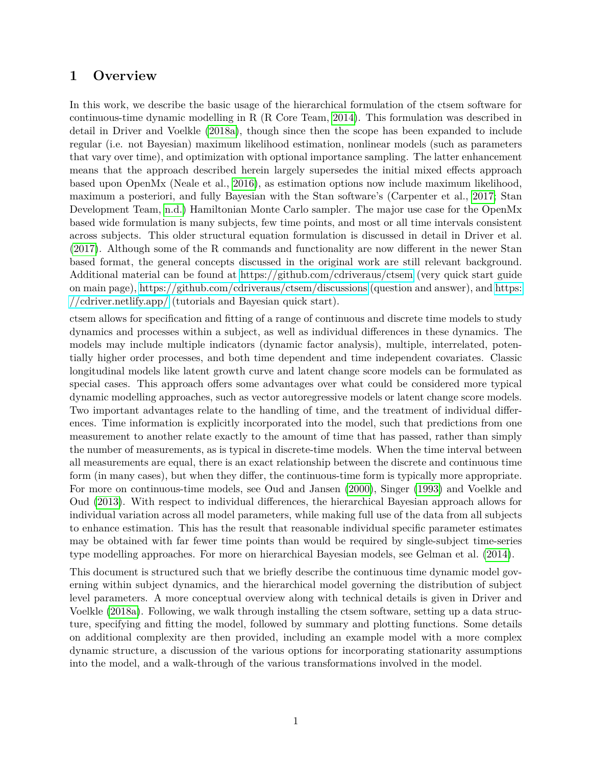# 1 Overview

In this work, we describe the basic usage of the hierarchical formulation of the ctsem software for continuous-time dynamic modelling in R (R Core Team, 2014). This formulation was described in detail in Driver and Voelkle (2018a), though since then the scope has been expanded to include regular (i.e. not Bayesian) maximum likelihood estimation, nonlinear models (such as parameters that vary over time), and optimization with optional importance sampling. The latter enhancement means that the approach described herein largely supersedes the initial mixed effects approach based upon OpenMx (Neale et al., 2016), as estimation options now include maximum likelihood, maximum a posteriori, and fully Bayesian with the Stan software's (Carpenter et al., 2017; Stan Development Team, n.d.) Hamiltonian Monte Carlo sampler. The major use case for the OpenMx based wide formulation is many subjects, few time points, and most or all time intervals consistent across subjects. This older structural equation formulation is discussed in detail in Driver et al. (2017). Although some of the R commands and functionality are now different in the newer Stan based format, the general concepts discussed in the original work are still relevant background. Additional material can be found at https://github.com/cdriveraus/ctsem (very quick start guide on main page), https://github.com/cdriveraus/ctsem/discussions (question and answer), and https://cdriver.netlify.app/ (tutorials and Bayesian quick start).

ctsem allows for specification and fitting of a range of continuous and discrete time models to study dynamics and processes within a subject, as well as individual differences in these dynamics. The models may include multiple indicators (dynamic factor analysis), multiple, interrelated, potentially higher order processes, and both time dependent and time independent covariates. Classic longitudinal models like latent growth curve and latent change score models can be formulated as special cases. This approach offers some advantages over what could be considered more typical dynamic modelling approaches, such as vector autoregressive models or latent change score models. Two important advantages relate to the handling of time, and the treatment of individual differences. Time information is explicitly incorporated into the model, such that predictions from one measurement to another relate exactly to the amount of time that has passed, rather than simply the number of measurements, as is typical in discrete-time models. When the time interval between all measurements are equal, there is an exact relationship between the discrete and continuous time form (in many cases), but when they differ, the continuous-time form is typically more appropriate. For more on continuous-time models, see Oud and Jansen (2000), Singer (1993) and Voelkle and Oud (2013). With respect to individual differences, the hierarchical Bayesian approach allows for individual variation across all model parameters, while making full use of the data from all subjects to enhance estimation. This has the result that reasonable individual specific parameter estimates may be obtained with far fewer time points than would be required by single-subject time-series type modelling approaches. For more on hierarchical Bayesian models, see Gelman et al. (2014).

This document is structured such that we briefly describe the continuous time dynamic model governing within subject dynamics, and the hierarchical model governing the distribution of subject level parameters. A more conceptual overview along with technical details is given in Driver and Voelkle (2018a). Following, we walk through installing the ctsem software, setting up a data structure, specifying and fitting the model, followed by summary and plotting functions. Some details on additional complexity are then provided, including an example model with a more complex dynamic structure, a discussion of the various options for incorporating stationarity assumptions into the model, and a walk-through of the various transformations involved in the model.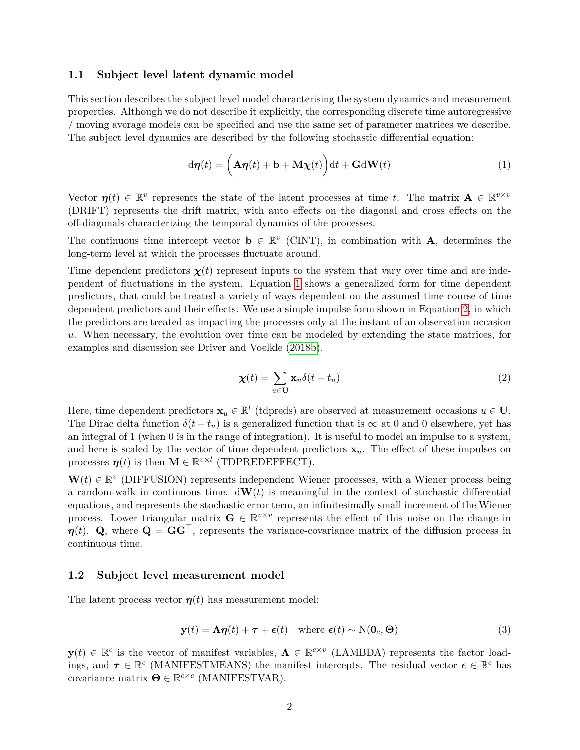### 1.1 Subject level latent dynamic model

This section describes the subject level model characterising the system dynamics and measurement properties. Although we do not describe it explicitly, the corresponding discrete time autoregressive / moving average models can be specified and use the same set of parameter matrices we describe. The subject level dynamics are described by the following stochastic differential equation:

$$\mathrm{d}\boldsymbol{\eta}(t) = \Big(\mathbf{A}\boldsymbol{\eta}(t) + \mathbf{b} + \mathbf{M}\boldsymbol{\chi}(t)\Big)\mathrm{d}t + \mathbf{G}\mathrm{d}\mathbf{W}(t) \tag{1}$$

Vector $\boldsymbol{\eta}(t) \in \mathbb{R}^v$ represents the state of the latent processes at time $t$. The matrix $\mathbf{A} \in \mathbb{R}^{v\times v}$ (DRIFT) represents the drift matrix, with auto effects on the diagonal and cross effects on the off-diagonals characterizing the temporal dynamics of the processes.

The continuous time intercept vector $\mathbf{b} \in \mathbb{R}^v$ (CINT), in combination with $\mathbf{A}$, determines the long-term level at which the processes fluctuate around.

Time dependent predictors $\boldsymbol{\chi}(t)$ represent inputs to the system that vary over time and are independent of fluctuations in the system. Equation 1 shows a generalized form for time dependent predictors, that could be treated a variety of ways dependent on the assumed time course of time dependent predictors and their effects. We use a simple impulse form shown in Equation 2, in which the predictors are treated as impacting the processes only at the instant of an observation occasion $u$. When necessary, the evolution over time can be modeled by extending the state matrices, for examples and discussion see Driver and Voelkle (2018b).

$$\boldsymbol{\chi}(t) = \sum_{u\in\mathbf{U}} \mathbf{x}_u \delta(t - t_u) \tag{2}$$

Here, time dependent predictors $\mathbf{x}_u \in \mathbb{R}^l$ (tdpreds) are observed at measurement occasions $u \in \mathbf{U}$. The Dirac delta function $\delta(t - t_u)$ is a generalized function that is $\infty$ at 0 and 0 elsewhere, yet has an integral of 1 (when 0 is in the range of integration). It is useful to model an impulse to a system, and here is scaled by the vector of time dependent predictors $\mathbf{x}_u$. The effect of these impulses on processes $\boldsymbol{\eta}(t)$ is then $\mathbf{M} \in \mathbb{R}^{v\times l}$ (TDPREDEFFECT).

$\mathbf{W}(t) \in \mathbb{R}^v$ (DIFFUSION) represents independent Wiener processes, with a Wiener process being a random-walk in continuous time. $\mathrm{d}\mathbf{W}(t)$ is meaningful in the context of stochastic differential equations, and represents the stochastic error term, an infinitesimally small increment of the Wiener process. Lower triangular matrix $\mathbf{G} \in \mathbb{R}^{v\times v}$ represents the effect of this noise on the change in $\boldsymbol{\eta}(t)$. $\mathbf{Q}$, where $\mathbf{Q} = \mathbf{G}\mathbf{G}^\top$, represents the variance-covariance matrix of the diffusion process in continuous time.

### 1.2 Subject level measurement model

The latent process vector $\boldsymbol{\eta}(t)$ has measurement model:

$$\mathbf{y}(t) = \boldsymbol{\Lambda}\boldsymbol{\eta}(t) + \boldsymbol{\tau} + \boldsymbol{\epsilon}(t) \quad \text{where } \boldsymbol{\epsilon}(t) \sim \mathrm{N}(\mathbf{0}_c, \boldsymbol{\Theta}) \tag{3}$$

$\mathbf{y}(t) \in \mathbb{R}^c$ is the vector of manifest variables, $\boldsymbol{\Lambda} \in \mathbb{R}^{c\times v}$ (LAMBDA) represents the factor loadings, and $\boldsymbol{\tau} \in \mathbb{R}^c$ (MANIFESTMEANS) the manifest intercepts. The residual vector $\boldsymbol{\epsilon} \in \mathbb{R}^c$ has covariance matrix $\boldsymbol{\Theta} \in \mathbb{R}^{c\times c}$ (MANIFESTVAR).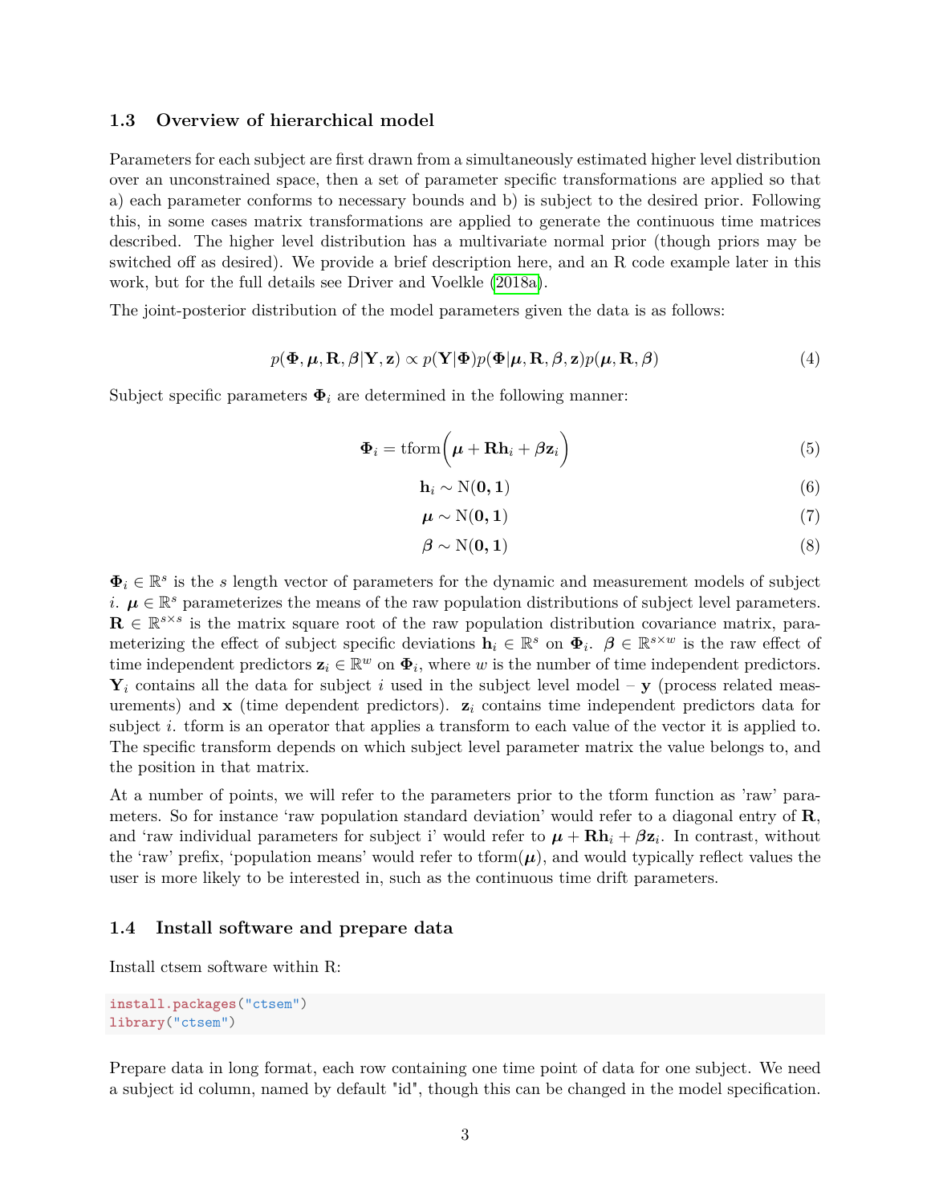### 1.3 Overview of hierarchical model

Parameters for each subject are first drawn from a simultaneously estimated higher level distribution over an unconstrained space, then a set of parameter specific transformations are applied so that a) each parameter conforms to necessary bounds and b) is subject to the desired prior. Following this, in some cases matrix transformations are applied to generate the continuous time matrices described. The higher level distribution has a multivariate normal prior (though priors may be switched off as desired). We provide a brief description here, and an R code example later in this work, but for the full details see Driver and Voelkle (2018a).

The joint-posterior distribution of the model parameters given the data is as follows:

$$p(\mathbf{\Phi}, \boldsymbol{\mu}, \mathbf{R}, \boldsymbol{\beta} | \mathbf{Y}, \mathbf{z}) \propto p(\mathbf{Y}|\mathbf{\Phi}) p(\mathbf{\Phi}|\boldsymbol{\mu}, \mathbf{R}, \boldsymbol{\beta}, \mathbf{z}) p(\boldsymbol{\mu}, \mathbf{R}, \boldsymbol{\beta}) \tag{4}$$

Subject specific parameters $\mathbf{\Phi}_i$ are determined in the following manner:

$$\mathbf{\Phi}_i = \text{tform}\Big(\boldsymbol{\mu} + \mathbf{R}\mathbf{h}_i + \boldsymbol{\beta}\mathbf{z}_i\Big) \tag{5}$$

$$\mathbf{h}_i \sim \text{N}(\mathbf{0}, \mathbf{1}) \tag{6}$$

$$\boldsymbol{\mu} \sim \text{N}(\mathbf{0}, \mathbf{1}) \tag{7}$$

$$\boldsymbol{\beta} \sim \text{N}(\mathbf{0}, \mathbf{1}) \tag{8}$$

$\mathbf{\Phi}_i \in \mathbb{R}^s$ is the $s$ length vector of parameters for the dynamic and measurement models of subject $i$. $\boldsymbol{\mu} \in \mathbb{R}^s$ parameterizes the means of the raw population distributions of subject level parameters. $\mathbf{R} \in \mathbb{R}^{s \times s}$ is the matrix square root of the raw population distribution covariance matrix, parameterizing the effect of subject specific deviations $\mathbf{h}_i \in \mathbb{R}^s$ on $\mathbf{\Phi}_i$. $\boldsymbol{\beta} \in \mathbb{R}^{s \times w}$ is the raw effect of time independent predictors $\mathbf{z}_i \in \mathbb{R}^w$ on $\mathbf{\Phi}_i$, where $w$ is the number of time independent predictors. $\mathbf{Y}_i$ contains all the data for subject $i$ used in the subject level model – $\mathbf{y}$ (process related measurements) and $\mathbf{x}$ (time dependent predictors). $\mathbf{z}_i$ contains time independent predictors data for subject $i$. tform is an operator that applies a transform to each value of the vector it is applied to. The specific transform depends on which subject level parameter matrix the value belongs to, and the position in that matrix.

At a number of points, we will refer to the parameters prior to the tform function as 'raw' parameters. So for instance 'raw population standard deviation' would refer to a diagonal entry of $\mathbf{R}$, and 'raw individual parameters for subject i' would refer to $\boldsymbol{\mu} + \mathbf{R}\mathbf{h}_i + \boldsymbol{\beta}\mathbf{z}_i$. In contrast, without the 'raw' prefix, 'population means' would refer to tform($\boldsymbol{\mu}$), and would typically reflect values the user is more likely to be interested in, such as the continuous time drift parameters.

### 1.4 Install software and prepare data

Install ctsem software within R:

```
install.packages("ctsem")
library("ctsem")
```

Prepare data in long format, each row containing one time point of data for one subject. We need a subject id column, named by default "id", though this can be changed in the model specification.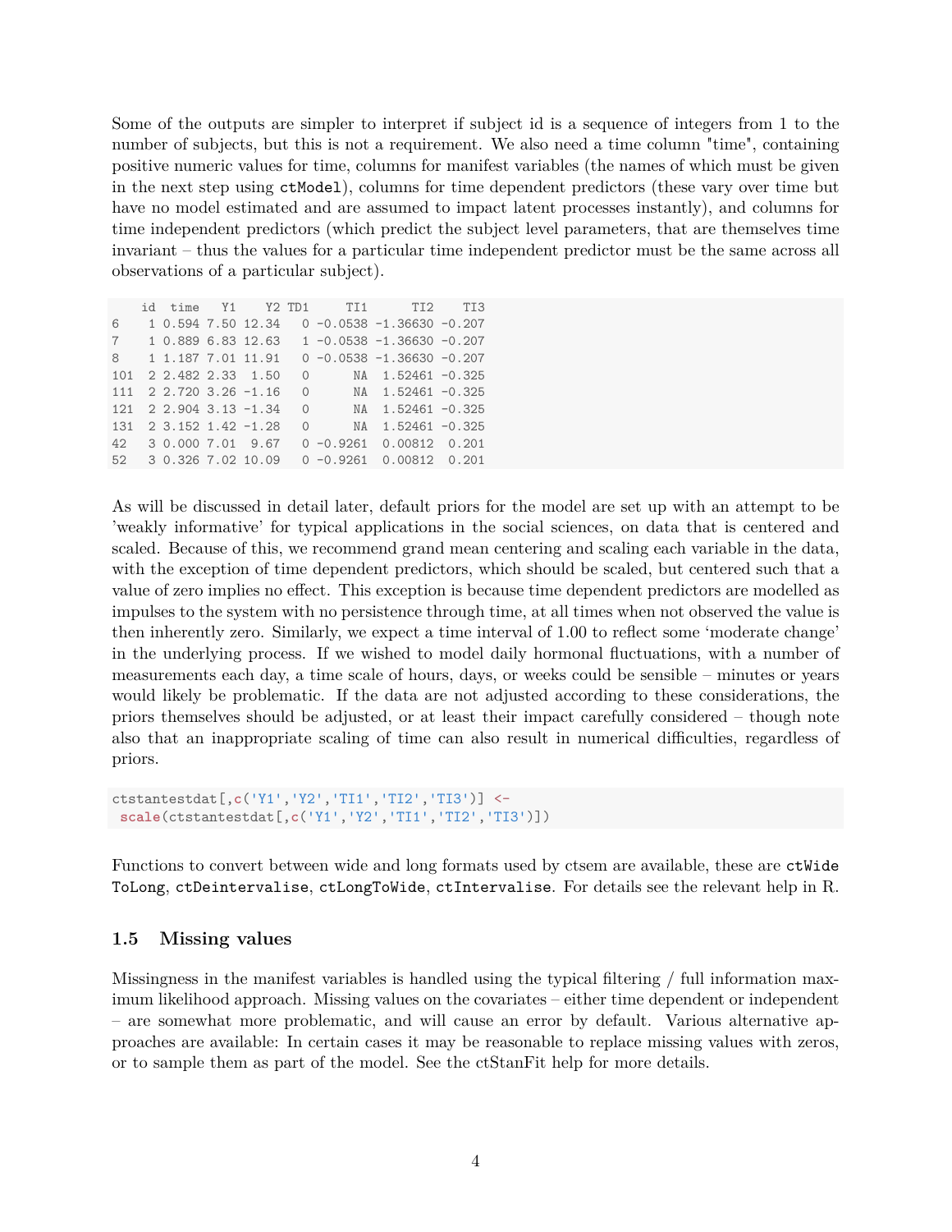Some of the outputs are simpler to interpret if subject id is a sequence of integers from 1 to the number of subjects, but this is not a requirement. We also need a time column "time", containing positive numeric values for time, columns for manifest variables (the names of which must be given in the next step using `ctModel`), columns for time dependent predictors (these vary over time but have no model estimated and are assumed to impact latent processes instantly), and columns for time independent predictors (which predict the subject level parameters, that are themselves time invariant – thus the values for a particular time independent predictor must be the same across all observations of a particular subject).

```
    id  time   Y1    Y2 TD1     TI1      TI2    TI3
6    1 0.594 7.50 12.34   0 -0.0538 -1.36630 -0.207
7    1 0.889 6.83 12.63   1 -0.0538 -1.36630 -0.207
8    1 1.187 7.01 11.91   0 -0.0538 -1.36630 -0.207
101  2 2.482 2.33  1.50   0      NA  1.52461 -0.325
111  2 2.720 3.26 -1.16   0      NA  1.52461 -0.325
121  2 2.904 3.13 -1.34   0      NA  1.52461 -0.325
131  2 3.152 1.42 -1.28   0      NA  1.52461 -0.325
42   3 0.000 7.01  9.67   0 -0.9261  0.00812  0.201
52   3 0.326 7.02 10.09   0 -0.9261  0.00812  0.201
```

As will be discussed in detail later, default priors for the model are set up with an attempt to be 'weakly informative' for typical applications in the social sciences, on data that is centered and scaled. Because of this, we recommend grand mean centering and scaling each variable in the data, with the exception of time dependent predictors, which should be scaled, but centered such that a value of zero implies no effect. This exception is because time dependent predictors are modelled as impulses to the system with no persistence through time, at all times when not observed the value is then inherently zero. Similarly, we expect a time interval of 1.00 to reflect some 'moderate change' in the underlying process. If we wished to model daily hormonal fluctuations, with a number of measurements each day, a time scale of hours, days, or weeks could be sensible – minutes or years would likely be problematic. If the data are not adjusted according to these considerations, the priors themselves should be adjusted, or at least their impact carefully considered – though note also that an inappropriate scaling of time can also result in numerical difficulties, regardless of priors.

```
ctstantestdat[,c('Y1','Y2','TI1','TI2','TI3')] <-
 scale(ctstantestdat[,c('Y1','Y2','TI1','TI2','TI3')])
```

Functions to convert between wide and long formats used by ctsem are available, these are `ctWideToLong`, `ctDeintervalise`, `ctLongToWide`, `ctIntervalise`. For details see the relevant help in R.

### 1.5 Missing values

Missingness in the manifest variables is handled using the typical filtering / full information maximum likelihood approach. Missing values on the covariates – either time dependent or independent – are somewhat more problematic, and will cause an error by default. Various alternative approaches are available: In certain cases it may be reasonable to replace missing values with zeros, or to sample them as part of the model. See the ctStanFit help for more details.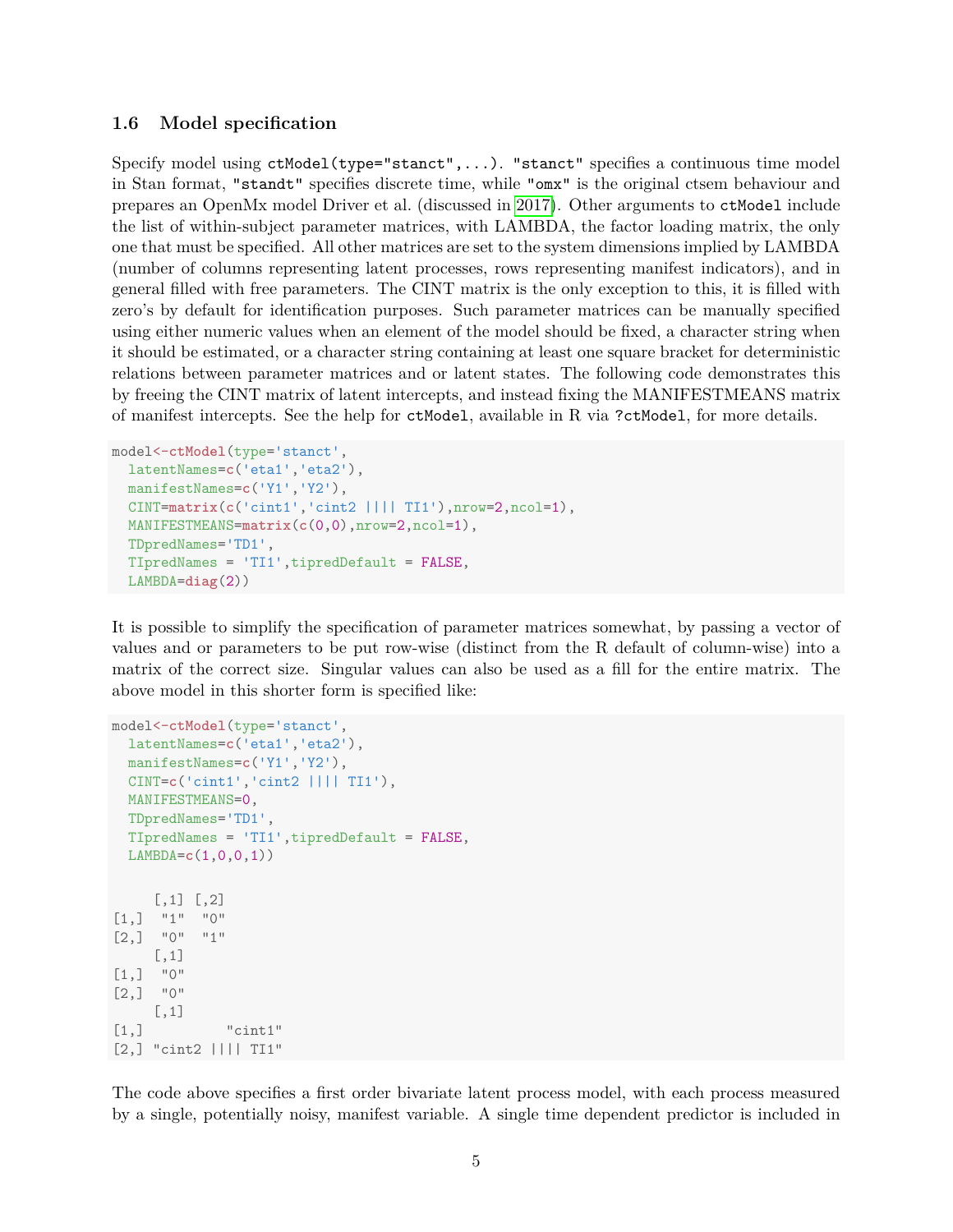### 1.6 Model specification

Specify model using `ctModel(type="stanct",...)`. `"stanct"` specifies a continuous time model in Stan format, `"standt"` specifies discrete time, while `"omx"` is the original ctsem behaviour and prepares an OpenMx model Driver et al. (discussed in 2017). Other arguments to `ctModel` include the list of within-subject parameter matrices, with LAMBDA, the factor loading matrix, the only one that must be specified. All other matrices are set to the system dimensions implied by LAMBDA (number of columns representing latent processes, rows representing manifest indicators), and in general filled with free parameters. The CINT matrix is the only exception to this, it is filled with zero's by default for identification purposes. Such parameter matrices can be manually specified using either numeric values when an element of the model should be fixed, a character string when it should be estimated, or a character string containing at least one square bracket for deterministic relations between parameter matrices and or latent states. The following code demonstrates this by freeing the CINT matrix of latent intercepts, and instead fixing the MANIFESTMEANS matrix of manifest intercepts. See the help for `ctModel`, available in R via `?ctModel`, for more details.

```
model<-ctModel(type='stanct',
  latentNames=c('eta1','eta2'),
  manifestNames=c('Y1','Y2'),
  CINT=matrix(c('cint1','cint2 |||| TI1'),nrow=2,ncol=1),
  MANIFESTMEANS=matrix(c(0,0),nrow=2,ncol=1),
  TDpredNames='TD1',
  TIpredNames = 'TI1',tipredDefault = FALSE,
  LAMBDA=diag(2))
```

It is possible to simplify the specification of parameter matrices somewhat, by passing a vector of values and or parameters to be put row-wise (distinct from the R default of column-wise) into a matrix of the correct size. Singular values can also be used as a fill for the entire matrix. The above model in this shorter form is specified like:

```
model<-ctModel(type='stanct',
  latentNames=c('eta1','eta2'),
  manifestNames=c('Y1','Y2'),
  CINT=c('cint1','cint2 |||| TI1'),
  MANIFESTMEANS=0,
  TDpredNames='TD1',
  TIpredNames = 'TI1',tipredDefault = FALSE,
  LAMBDA=c(1,0,0,1))


     [,1] [,2]
[1,]  "1"  "0"
[2,]  "0"  "1"
     [,1]
[1,]  "0"
[2,]  "0"
     [,1]
[1,]          "cint1"
[2,] "cint2 |||| TI1"
```

The code above specifies a first order bivariate latent process model, with each process measured by a single, potentially noisy, manifest variable. A single time dependent predictor is included in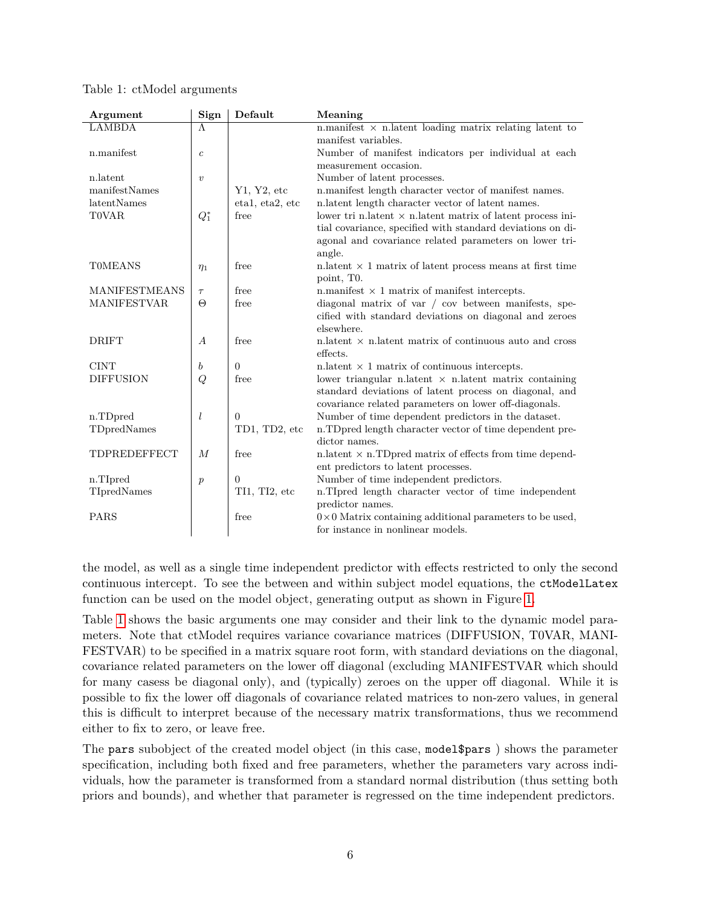Table 1: ctModel arguments

| Argument | Sign | Default | Meaning |
|---|---|---|---|
| LAMBDA | $\Lambda$ | | n.manifest $\times$ n.latent loading matrix relating latent to manifest variables. |
| n.manifest | $c$ | | Number of manifest indicators per individual at each measurement occasion. |
| n.latent | $v$ | | Number of latent processes. |
| manifestNames | | Y1, Y2, etc | n.manifest length character vector of manifest names. |
| latentNames | | eta1, eta2, etc | n.latent length character vector of latent names. |
| T0VAR | $Q_1^*$ | free | lower tri n.latent $\times$ n.latent matrix of latent process initial covariance, specified with standard deviations on diagonal and covariance related parameters on lower triangle. |
| T0MEANS | $\eta_1$ | free | n.latent $\times$ 1 matrix of latent process means at first time point, T0. |
| MANIFESTMEANS | $\tau$ | free | n.manifest $\times$ 1 matrix of manifest intercepts. |
| MANIFESTVAR | $\Theta$ | free | diagonal matrix of var / cov between manifests, specified with standard deviations on diagonal and zeroes elsewhere. |
| DRIFT | $A$ | free | n.latent $\times$ n.latent matrix of continuous auto and cross effects. |
| CINT | $b$ | 0 | n.latent $\times$ 1 matrix of continuous intercepts. |
| DIFFUSION | $Q$ | free | lower triangular n.latent $\times$ n.latent matrix containing standard deviations of latent process on diagonal, and covariance related parameters on lower off-diagonals. |
| n.TDpred | $l$ | 0 | Number of time dependent predictors in the dataset. |
| TDpredNames | | TD1, TD2, etc | n.TDpred length character vector of time dependent predictor names. |
| TDPREDEFFECT | $M$ | free | n.latent $\times$ n.TDpred matrix of effects from time dependent predictors to latent processes. |
| n.TIpred | $p$ | 0 | Number of time independent predictors. |
| TIpredNames | | TI1, TI2, etc | n.TIpred length character vector of time independent predictor names. |
| PARS | | free | $0 \times 0$ Matrix containing additional parameters to be used, for instance in nonlinear models. |

the model, as well as a single time independent predictor with effects restricted to only the second continuous intercept. To see the between and within subject model equations, the `ctModelLatex` function can be used on the model object, generating output as shown in Figure 1.

Table 1 shows the basic arguments one may consider and their link to the dynamic model parameters. Note that ctModel requires variance covariance matrices (DIFFUSION, T0VAR, MANIFESTVAR) to be specified in a matrix square root form, with standard deviations on the diagonal, covariance related parameters on the lower off diagonal (excluding MANIFESTVAR which should for many casess be diagonal only), and (typically) zeroes on the upper off diagonal. While it is possible to fix the lower off diagonals of covariance related matrices to non-zero values, in general this is difficult to interpret because of the necessary matrix transformations, thus we recommend either to fix to zero, or leave free.

The `pars` subobject of the created model object (in this case, `model$pars` ) shows the parameter specification, including both fixed and free parameters, whether the parameters vary across individuals, how the parameter is transformed from a standard normal distribution (thus setting both priors and bounds), and whether that parameter is regressed on the time independent predictors.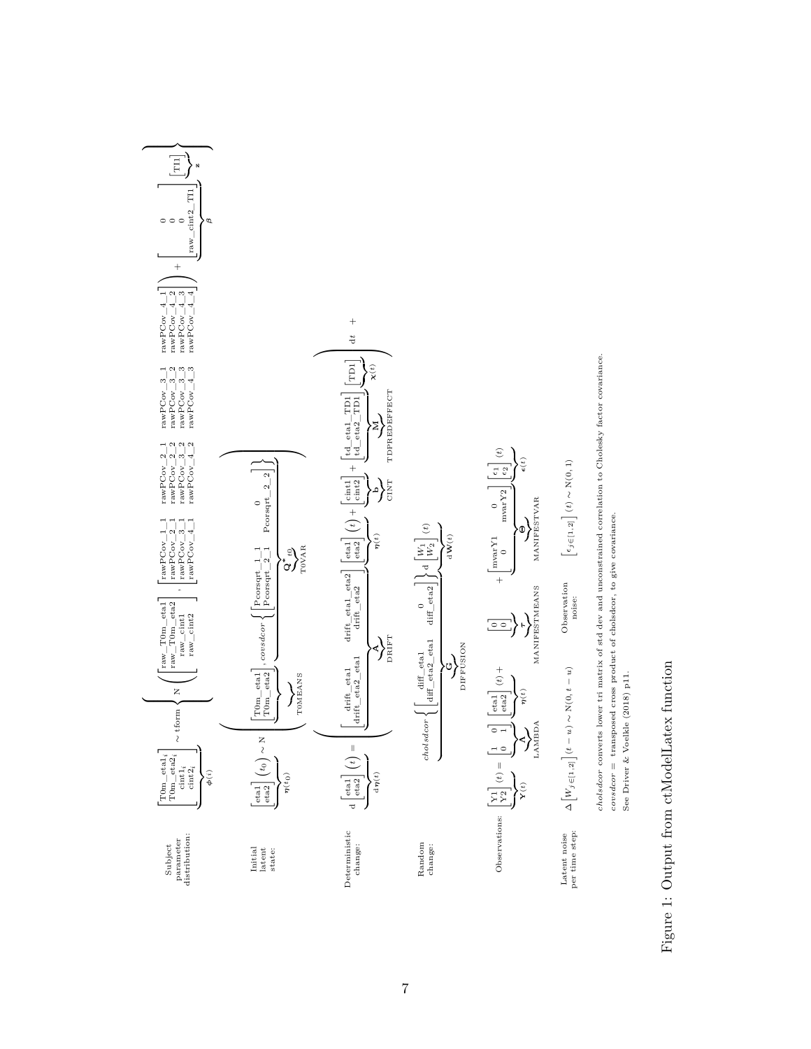Subject parameter distribution:

$$\underbrace{\begin{bmatrix} \text{T0m\_eta1}_i \\ \text{T0m\_eta2}_i \\ \text{cint1}_i \\ \text{cint2}_i \end{bmatrix}}_{\boldsymbol{\phi}(i)} \sim \text{tform}\left\{ \text{N}\left( \begin{bmatrix} \text{raw\_T0m\_eta1} \\ \text{raw\_T0m\_eta2} \\ \text{raw\_cint1} \\ \text{raw\_cint2} \end{bmatrix}, \begin{bmatrix} \text{rawPCov\_1\_1} & \text{rawPCov\_2\_1} & \text{rawPCov\_3\_1} & \text{rawPCov\_4\_1} \\ \text{rawPCov\_2\_1} & \text{rawPCov\_2\_2} & \text{rawPCov\_3\_2} & \text{rawPCov\_4\_2} \\ \text{rawPCov\_3\_1} & \text{rawPCov\_3\_2} & \text{rawPCov\_3\_3} & \text{rawPCov\_4\_3} \\ \text{rawPCov\_4\_1} & \text{rawPCov\_4\_2} & \text{rawPCov\_4\_3} & \text{rawPCov\_4\_4} \end{bmatrix} \right) + \underbrace{\begin{bmatrix} 0 \\ 0 \\ 0 \\ \text{raw\_cint2\_TI1} \end{bmatrix}}_{\boldsymbol{\beta}} \underbrace{\begin{bmatrix} \text{TI1} \end{bmatrix}}_{\boldsymbol{z}} \right\}$$

Initial latent state:

$$\underbrace{\begin{bmatrix} \text{eta1} \\ \text{eta2} \end{bmatrix}\left(t_0\right)}_{\boldsymbol{\eta}(t_0)} \sim \text{N}\left( \underbrace{\begin{bmatrix} \text{T0m\_eta1} \\ \text{T0m\_eta2} \end{bmatrix}}_{\text{T0MEANS}}, \underbrace{covsdcor\left\{ \begin{bmatrix} \text{Pcorsqrt\_1\_1} & 0 \\ \text{Pcorsqrt\_2\_1} & \text{Pcorsqrt\_2\_2} \end{bmatrix} \right\}}_{\underset{\text{T0VAR}}{\mathbf{Q}^*_{t0}}} \right)$$

Deterministic change:

$$\underbrace{\text{d}\begin{bmatrix} \text{eta1} \\ \text{eta2} \end{bmatrix}\left(t\right)}_{\text{d}\boldsymbol{\eta}(t)} = \left( \underbrace{\begin{bmatrix} \text{drift\_eta1} & \text{drift\_eta1\_eta2} \\ \text{drift\_eta2\_eta1} & \text{drift\_eta2} \end{bmatrix}}_{\underset{\text{DRIFT}}{\mathbf{A}}} \underbrace{\begin{bmatrix} \text{eta1} \\ \text{eta2} \end{bmatrix}\left(t\right)}_{\boldsymbol{\eta}(t)} + \underbrace{\begin{bmatrix} \text{cint1} \\ \text{cint2} \end{bmatrix}}_{\underset{\text{CINT}}{\mathbf{b}}} + \underbrace{\begin{bmatrix} \text{td\_eta1\_TD1} \\ \text{td\_eta2\_TD1} \end{bmatrix}}_{\underset{\text{TDPREDEFFECT}}{\mathbf{M}}} \underbrace{\begin{bmatrix} \text{TD1} \end{bmatrix}}_{\boldsymbol{\chi}(t)} \right) dt \; +$$

Random change:

$$\underbrace{cholsdcor\left\{ \begin{bmatrix} \text{diff\_eta1} & 0 \\ \text{diff\_eta2\_eta1} & \text{diff\_eta2} \end{bmatrix} \right\}}_{\underset{\text{DIFFUSION}}{\mathbf{G}}} \underbrace{\text{d}\begin{bmatrix} W_1 \\ W_2 \end{bmatrix}(t)}_{\text{d}\mathbf{W}(t)}$$

Observations:

$$\underbrace{\begin{bmatrix} \text{Y1} \\ \text{Y2} \end{bmatrix}(t)}_{\mathbf{Y}(t)} = \underbrace{\begin{bmatrix} 1 & 0 \\ 0 & 1 \end{bmatrix}}_{\underset{\text{LAMBDA}}{\boldsymbol{\Lambda}}} \underbrace{\begin{bmatrix} \text{eta1} \\ \text{eta2} \end{bmatrix}(t)}_{\boldsymbol{\eta}(t)} + \underbrace{\begin{bmatrix} 0 \\ 0 \end{bmatrix}}_{\underset{\text{MANIFESTMEANS}}{\boldsymbol{\tau}}} + \underbrace{\begin{bmatrix} \text{mvarY1} & 0 \\ 0 & \text{mvarY2} \end{bmatrix}}_{\underset{\text{MANIFESTVAR}}{\boldsymbol{\Theta}}} \underbrace{\begin{bmatrix} \epsilon_1 \\ \epsilon_2 \end{bmatrix}(t)}_{\boldsymbol{\epsilon}(t)}$$

Latent noise per time step: $\Delta\left[W_{j\in[1,2]}\right](t-u) \sim \text{N}(0, t-u)$

Observation noise: $\left[\epsilon_{j\in[1,2]}\right](t) \sim \text{N}(0,1)$

$cholsdcor$ converts lower tri matrix of std dev and unconstrained correlation to Cholesky factor covariance.
$covsdcor$ = transposed cross product of $cholsdcor$, to give covariance.
See Driver & Voelkle (2018) p11.

Figure 1: Output from ctModelLatex function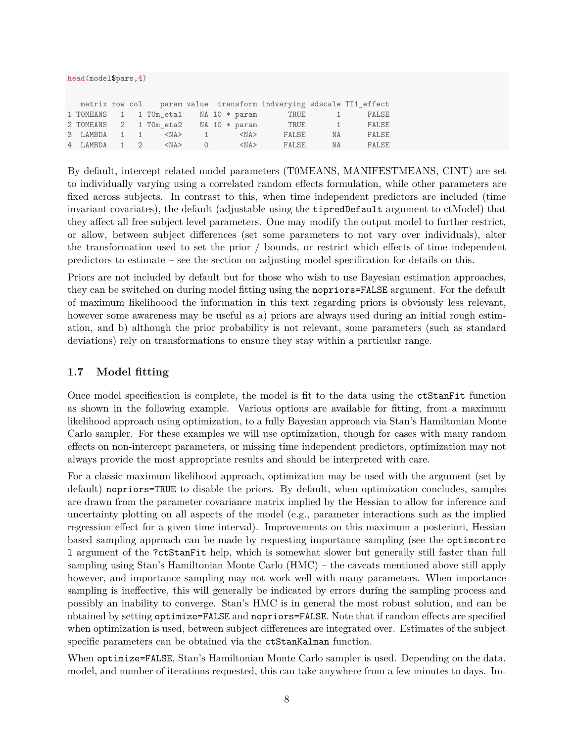```
head(model$pars,4)
```

```
   matrix row col    param value  transform indvarying sdscale TI1_effect
1 T0MEANS   1   1 T0m_eta1    NA 10 * param       TRUE       1      FALSE
2 T0MEANS   2   1 T0m_eta2    NA 10 * param       TRUE       1      FALSE
3  LAMBDA   1   1     <NA>     1       <NA>      FALSE      NA      FALSE
4  LAMBDA   1   2     <NA>     0       <NA>      FALSE      NA      FALSE
```

By default, intercept related model parameters (T0MEANS, MANIFESTMEANS, CINT) are set to individually varying using a correlated random effects formulation, while other parameters are fixed across subjects. In contrast to this, when time independent predictors are included (time invariant covariates), the default (adjustable using the `tipredDefault` argument to ctModel) that they affect all free subject level parameters. One may modify the output model to further restrict, or allow, between subject differences (set some parameters to not vary over individuals), alter the transformation used to set the prior / bounds, or restrict which effects of time independent predictors to estimate – see the section on adjusting model specification for details on this.

Priors are not included by default but for those who wish to use Bayesian estimation approaches, they can be switched on during model fitting using the `nopriors=FALSE` argument. For the default of maximum likelihoood the information in this text regarding priors is obviously less relevant, however some awareness may be useful as a) priors are always used during an initial rough estimation, and b) although the prior probability is not relevant, some parameters (such as standard deviations) rely on transformations to ensure they stay within a particular range.

## 1.7 Model fitting

Once model specification is complete, the model is fit to the data using the `ctStanFit` function as shown in the following example. Various options are available for fitting, from a maximum likelihood approach using optimization, to a fully Bayesian approach via Stan's Hamiltonian Monte Carlo sampler. For these examples we will use optimization, though for cases with many random effects on non-intercept parameters, or missing time independent predictors, optimization may not always provide the most appropriate results and should be interpreted with care.

For a classic maximum likelihood approach, optimization may be used with the argument (set by default) `nopriors=TRUE` to disable the priors. By default, when optimization concludes, samples are drawn from the parameter covariance matrix implied by the Hessian to allow for inference and uncertainty plotting on all aspects of the model (e.g., parameter interactions such as the implied regression effect for a given time interval). Improvements on this maximum a posteriori, Hessian based sampling approach can be made by requesting importance sampling (see the `optimcontrol` argument of the `?ctStanFit` help, which is somewhat slower but generally still faster than full sampling using Stan's Hamiltonian Monte Carlo (HMC) – the caveats mentioned above still apply however, and importance sampling may not work well with many parameters. When importance sampling is ineffective, this will generally be indicated by errors during the sampling process and possibly an inability to converge. Stan's HMC is in general the most robust solution, and can be obtained by setting `optimize=FALSE` and `nopriors=FALSE`. Note that if random effects are specified when optimization is used, between subject differences are integrated over. Estimates of the subject specific parameters can be obtained via the `ctStanKalman` function.

When `optimize=FALSE`, Stan's Hamiltonian Monte Carlo sampler is used. Depending on the data, model, and number of iterations requested, this can take anywhere from a few minutes to days. Im-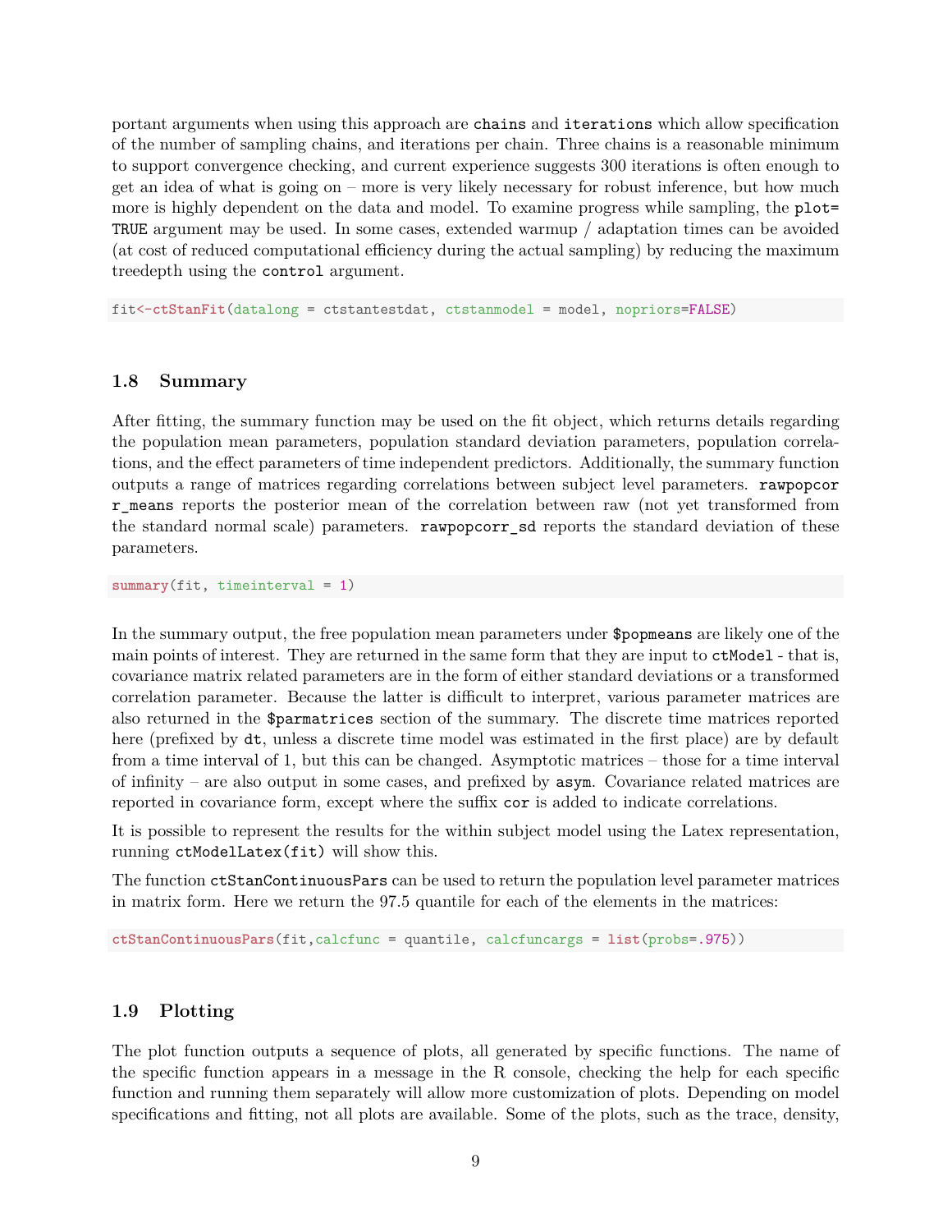portant arguments when using this approach are `chains` and `iterations` which allow specification of the number of sampling chains, and iterations per chain. Three chains is a reasonable minimum to support convergence checking, and current experience suggests 300 iterations is often enough to get an idea of what is going on – more is very likely necessary for robust inference, but how much more is highly dependent on the data and model. To examine progress while sampling, the `plot=TRUE` argument may be used. In some cases, extended warmup / adaptation times can be avoided (at cost of reduced computational efficiency during the actual sampling) by reducing the maximum treedepth using the `control` argument.

```
fit<-ctStanFit(datalong = ctstantestdat, ctstanmodel = model, nopriors=FALSE)
```

## 1.8 Summary

After fitting, the summary function may be used on the fit object, which returns details regarding the population mean parameters, population standard deviation parameters, population correlations, and the effect parameters of time independent predictors. Additionally, the summary function outputs a range of matrices regarding correlations between subject level parameters. `rawpopcorr_means` reports the posterior mean of the correlation between raw (not yet transformed from the standard normal scale) parameters. `rawpopcorr_sd` reports the standard deviation of these parameters.

```
summary(fit, timeinterval = 1)
```

In the summary output, the free population mean parameters under `$popmeans` are likely one of the main points of interest. They are returned in the same form that they are input to `ctModel` - that is, covariance matrix related parameters are in the form of either standard deviations or a transformed correlation parameter. Because the latter is difficult to interpret, various parameter matrices are also returned in the `$parmatrices` section of the summary. The discrete time matrices reported here (prefixed by `dt`, unless a discrete time model was estimated in the first place) are by default from a time interval of 1, but this can be changed. Asymptotic matrices – those for a time interval of infinity – are also output in some cases, and prefixed by `asym`. Covariance related matrices are reported in covariance form, except where the suffix `cor` is added to indicate correlations.

It is possible to represent the results for the within subject model using the Latex representation, running `ctModelLatex(fit)` will show this.

The function `ctStanContinuousPars` can be used to return the population level parameter matrices in matrix form. Here we return the 97.5 quantile for each of the elements in the matrices:

```
ctStanContinuousPars(fit,calcfunc = quantile, calcfuncargs = list(probs=.975))
```

## 1.9 Plotting

The plot function outputs a sequence of plots, all generated by specific functions. The name of the specific function appears in a message in the R console, checking the help for each specific function and running them separately will allow more customization of plots. Depending on model specifications and fitting, not all plots are available. Some of the plots, such as the trace, density,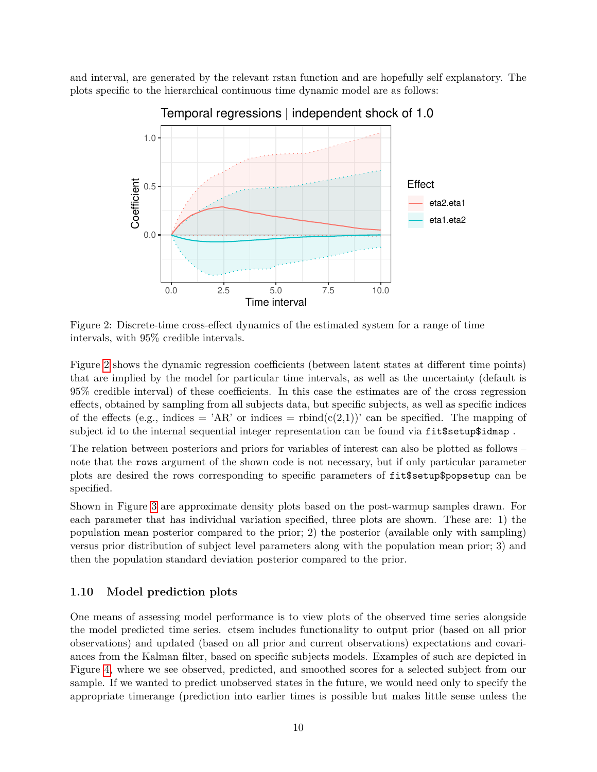and interval, are generated by the relevant rstan function and are hopefully self explanatory. The plots specific to the hierarchical continuous time dynamic model are as follows:

Figure 2: Discrete-time cross-effect dynamics of the estimated system for a range of time intervals, with 95% credible intervals.

Figure 2 shows the dynamic regression coefficients (between latent states at different time points) that are implied by the model for particular time intervals, as well as the uncertainty (default is 95% credible interval) of these coefficients. In this case the estimates are of the cross regression effects, obtained by sampling from all subjects data, but specific subjects, as well as specific indices of the effects (e.g., indices = 'AR' or indices = rbind(c(2,1))' can be specified. The mapping of subject id to the internal sequential integer representation can be found via `fit$setup$idmap` .

The relation between posteriors and priors for variables of interest can also be plotted as follows – note that the `rows` argument of the shown code is not necessary, but if only particular parameter plots are desired the rows corresponding to specific parameters of `fit$setup$popsetup` can be specified.

Shown in Figure 3 are approximate density plots based on the post-warmup samples drawn. For each parameter that has individual variation specified, three plots are shown. These are: 1) the population mean posterior compared to the prior; 2) the posterior (available only with sampling) versus prior distribution of subject level parameters along with the population mean prior; 3) and then the population standard deviation posterior compared to the prior.

### 1.10 Model prediction plots

One means of assessing model performance is to view plots of the observed time series alongside the model predicted time series. ctsem includes functionality to output prior (based on all prior observations) and updated (based on all prior and current observations) expectations and covariances from the Kalman filter, based on specific subjects models. Examples of such are depicted in Figure 4, where we see observed, predicted, and smoothed scores for a selected subject from our sample. If we wanted to predict unobserved states in the future, we would need only to specify the appropriate timerange (prediction into earlier times is possible but makes little sense unless the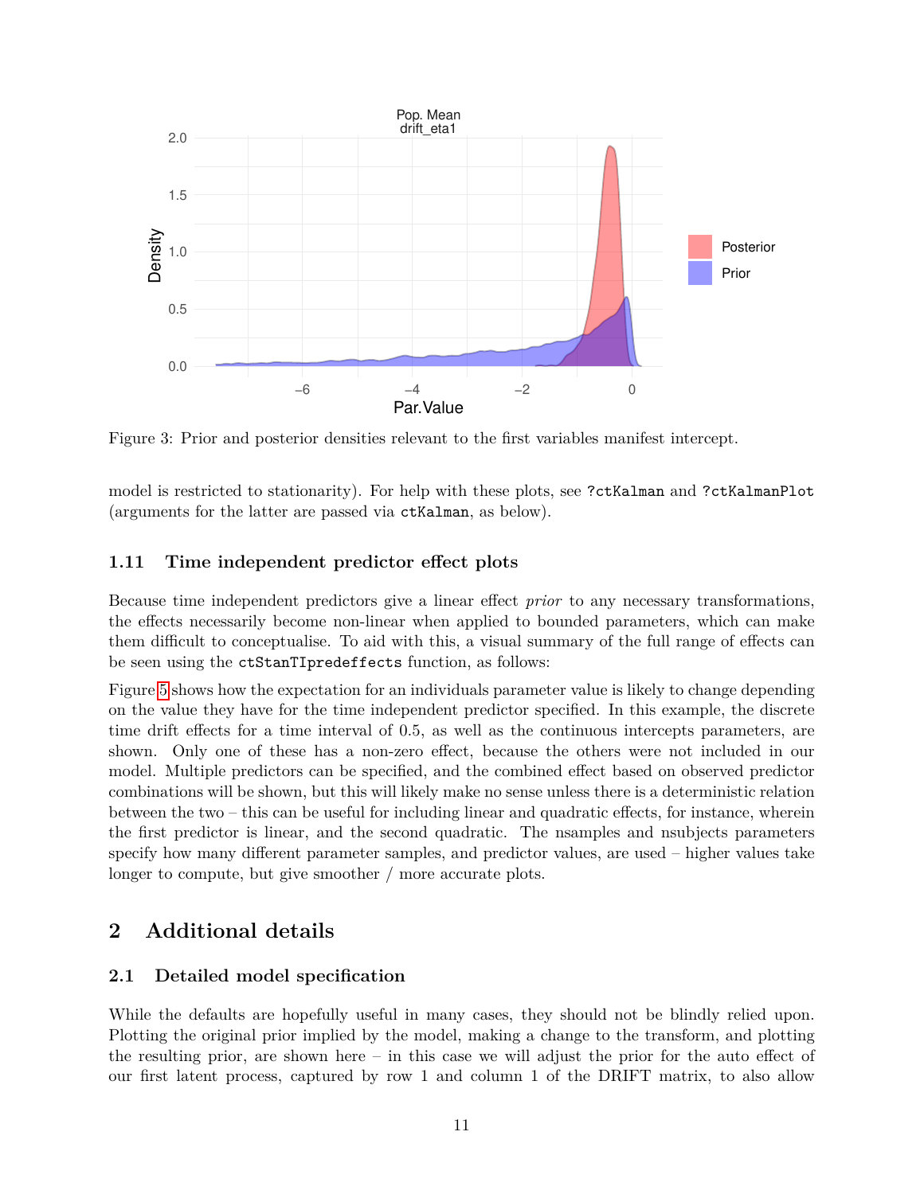Figure 3: Prior and posterior densities relevant to the first variables manifest intercept.

model is restricted to stationarity). For help with these plots, see `?ctKalman` and `?ctKalmanPlot` (arguments for the latter are passed via `ctKalman`, as below).

### 1.11 Time independent predictor effect plots

Because time independent predictors give a linear effect *prior* to any necessary transformations, the effects necessarily become non-linear when applied to bounded parameters, which can make them difficult to conceptualise. To aid with this, a visual summary of the full range of effects can be seen using the `ctStanTIpredeffects` function, as follows:

Figure 5 shows how the expectation for an individuals parameter value is likely to change depending on the value they have for the time independent predictor specified. In this example, the discrete time drift effects for a time interval of 0.5, as well as the continuous intercepts parameters, are shown. Only one of these has a non-zero effect, because the others were not included in our model. Multiple predictors can be specified, and the combined effect based on observed predictor combinations will be shown, but this will likely make no sense unless there is a deterministic relation between the two – this can be useful for including linear and quadratic effects, for instance, wherein the first predictor is linear, and the second quadratic. The nsamples and nsubjects parameters specify how many different parameter samples, and predictor values, are used – higher values take longer to compute, but give smoother / more accurate plots.

## 2 Additional details

### 2.1 Detailed model specification

While the defaults are hopefully useful in many cases, they should not be blindly relied upon. Plotting the original prior implied by the model, making a change to the transform, and plotting the resulting prior, are shown here – in this case we will adjust the prior for the auto effect of our first latent process, captured by row 1 and column 1 of the DRIFT matrix, to also allow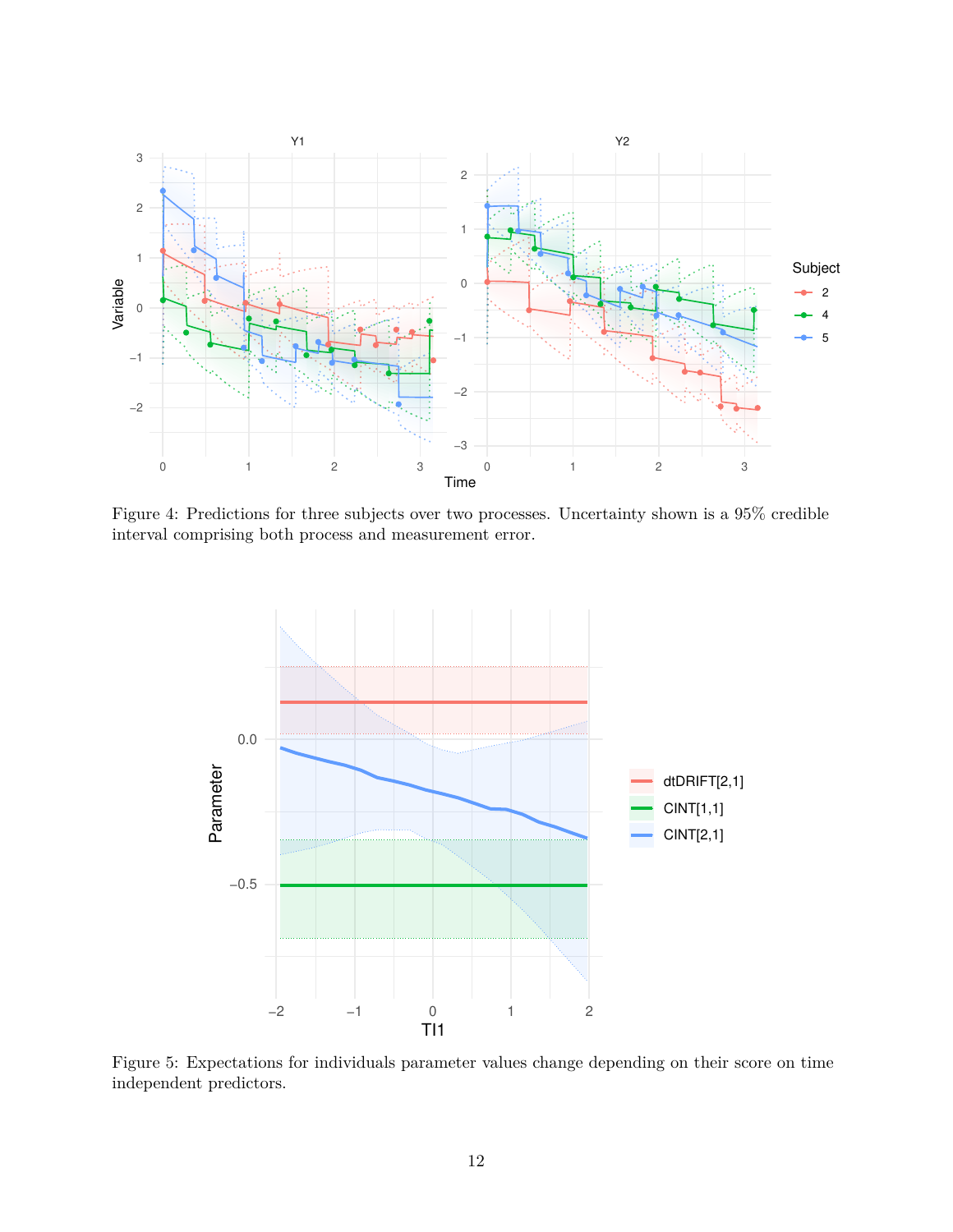Figure 4: Predictions for three subjects over two processes. Uncertainty shown is a 95% credible interval comprising both process and measurement error.

Figure 5: Expectations for individuals parameter values change depending on their score on time independent predictors.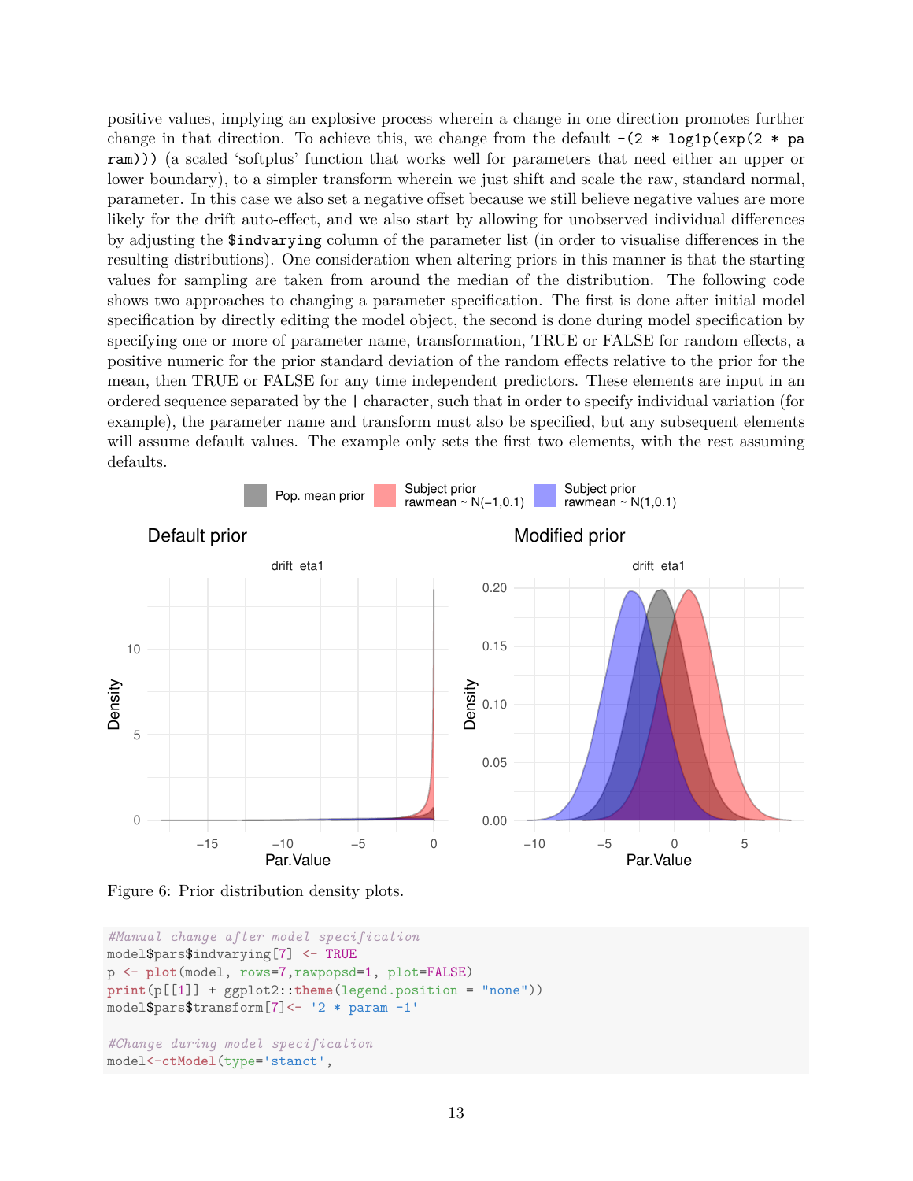positive values, implying an explosive process wherein a change in one direction promotes further change in that direction. To achieve this, we change from the default `-(2 * log1p(exp(2 * param)))` (a scaled 'softplus' function that works well for parameters that need either an upper or lower boundary), to a simpler transform wherein we just shift and scale the raw, standard normal, parameter. In this case we also set a negative offset because we still believe negative values are more likely for the drift auto-effect, and we also start by allowing for unobserved individual differences by adjusting the `$indvarying` column of the parameter list (in order to visualise differences in the resulting distributions). One consideration when altering priors in this manner is that the starting values for sampling are taken from around the median of the distribution. The following code shows two approaches to changing a parameter specification. The first is done after initial model specification by directly editing the model object, the second is done during model specification by specifying one or more of parameter name, transformation, TRUE or FALSE for random effects, a positive numeric for the prior standard deviation of the random effects relative to the prior for the mean, then TRUE or FALSE for any time independent predictors. These elements are input in an ordered sequence separated by the | character, such that in order to specify individual variation (for example), the parameter name and transform must also be specified, but any subsequent elements will assume default values. The example only sets the first two elements, with the rest assuming defaults.

Figure 6: Prior distribution density plots.

```
#Manual change after model specification
model$pars$indvarying[7] <- TRUE
p <- plot(model, rows=7,rawpopsd=1, plot=FALSE)
print(p[[1]] + ggplot2::theme(legend.position = "none"))
model$pars$transform[7]<- '2 * param -1'

#Change during model specification
model<-ctModel(type='stanct',
```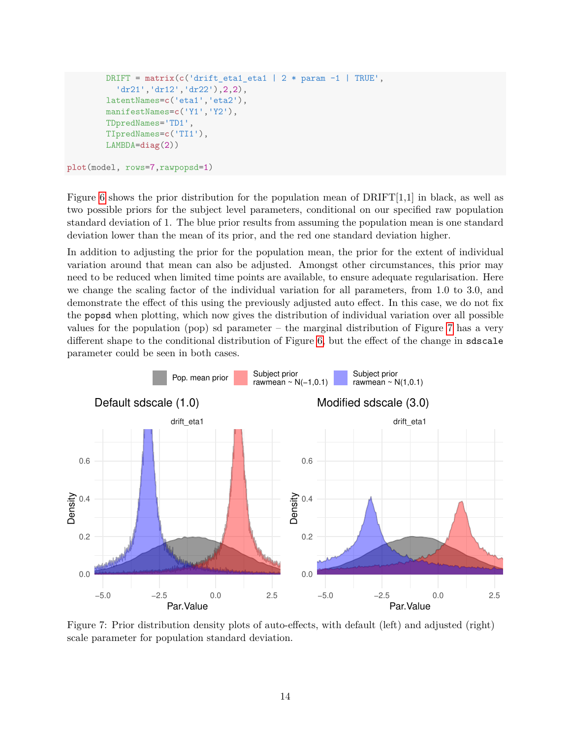```
    DRIFT = matrix(c('drift_eta1_eta1 | 2 * param -1 | TRUE',
      'dr21','dr12','dr22'),2,2),
    latentNames=c('eta1','eta2'),
    manifestNames=c('Y1','Y2'),
    TDpredNames='TD1',
    TIpredNames=c('TI1'),
    LAMBDA=diag(2))

plot(model, rows=7,rawpopsd=1)
```

Figure 6 shows the prior distribution for the population mean of DRIFT[1,1] in black, as well as two possible priors for the subject level parameters, conditional on our specified raw population standard deviation of 1. The blue prior results from assuming the population mean is one standard deviation lower than the mean of its prior, and the red one standard deviation higher.

In addition to adjusting the prior for the population mean, the prior for the extent of individual variation around that mean can also be adjusted. Amongst other circumstances, this prior may need to be reduced when limited time points are available, to ensure adequate regularisation. Here we change the scaling factor of the individual variation for all parameters, from 1.0 to 3.0, and demonstrate the effect of this using the previously adjusted auto effect. In this case, we do not fix the `popsd` when plotting, which now gives the distribution of individual variation over all possible values for the population (pop) sd parameter – the marginal distribution of Figure 7 has a very different shape to the conditional distribution of Figure 6, but the effect of the change in `sdscale` parameter could be seen in both cases.

Figure 7: Prior distribution density plots of auto-effects, with default (left) and adjusted (right) scale parameter for population standard deviation.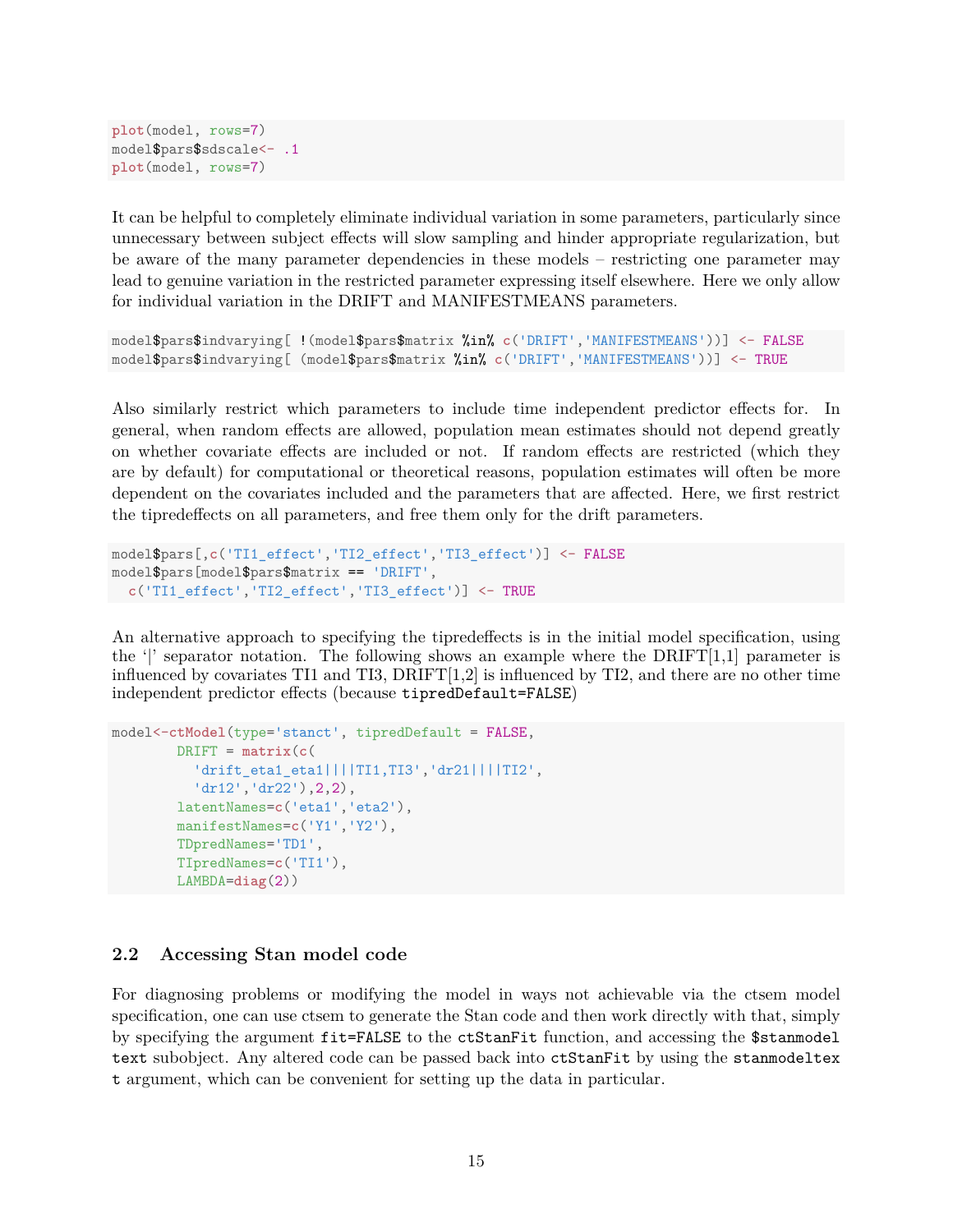```
plot(model, rows=7)
model$pars$sdscale<- .1
plot(model, rows=7)
```

It can be helpful to completely eliminate individual variation in some parameters, particularly since unnecessary between subject effects will slow sampling and hinder appropriate regularization, but be aware of the many parameter dependencies in these models – restricting one parameter may lead to genuine variation in the restricted parameter expressing itself elsewhere. Here we only allow for individual variation in the DRIFT and MANIFESTMEANS parameters.

```
model$pars$indvarying[ !(model$pars$matrix %in% c('DRIFT','MANIFESTMEANS'))] <- FALSE
model$pars$indvarying[ (model$pars$matrix %in% c('DRIFT','MANIFESTMEANS'))] <- TRUE
```

Also similarly restrict which parameters to include time independent predictor effects for. In general, when random effects are allowed, population mean estimates should not depend greatly on whether covariate effects are included or not. If random effects are restricted (which they are by default) for computational or theoretical reasons, population estimates will often be more dependent on the covariates included and the parameters that are affected. Here, we first restrict the tipredeffects on all parameters, and free them only for the drift parameters.

```
model$pars[,c('TI1_effect','TI2_effect','TI3_effect')] <- FALSE
model$pars[model$pars$matrix == 'DRIFT',
  c('TI1_effect','TI2_effect','TI3_effect')] <- TRUE
```

An alternative approach to specifying the tipredeffects is in the initial model specification, using the '|' separator notation. The following shows an example where the DRIFT[1,1] parameter is influenced by covariates TI1 and TI3, DRIFT[1,2] is influenced by TI2, and there are no other time independent predictor effects (because `tipredDefault=FALSE`)

```
model<-ctModel(type='stanct', tipredDefault = FALSE,
        DRIFT = matrix(c(
          'drift_eta1_eta1||||TI1,TI3','dr21||||TI2',
          'dr12','dr22'),2,2),
        latentNames=c('eta1','eta2'),
        manifestNames=c('Y1','Y2'),
        TDpredNames='TD1',
        TIpredNames=c('TI1'),
        LAMBDA=diag(2))
```

## 2.2 Accessing Stan model code

For diagnosing problems or modifying the model in ways not achievable via the ctsem model specification, one can use ctsem to generate the Stan code and then work directly with that, simply by specifying the argument `fit=FALSE` to the `ctStanFit` function, and accessing the `$stanmodeltext` subobject. Any altered code can be passed back into `ctStanFit` by using the `stanmodeltext` argument, which can be convenient for setting up the data in particular.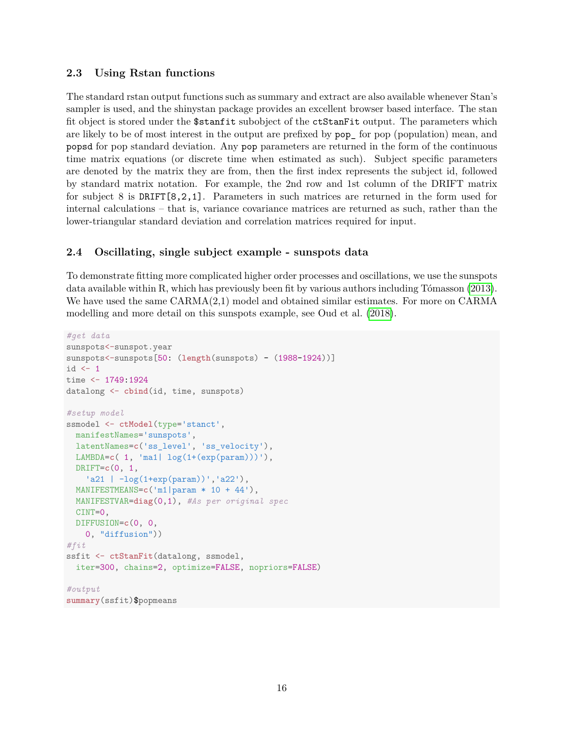### 2.3 Using Rstan functions

The standard rstan output functions such as summary and extract are also available whenever Stan's sampler is used, and the shinystan package provides an excellent browser based interface. The stan fit object is stored under the `$stanfit` subobject of the `ctStanFit` output. The parameters which are likely to be of most interest in the output are prefixed by `pop_` for pop (population) mean, and `popsd` for pop standard deviation. Any `pop` parameters are returned in the form of the continuous time matrix equations (or discrete time when estimated as such). Subject specific parameters are denoted by the matrix they are from, then the first index represents the subject id, followed by standard matrix notation. For example, the 2nd row and 1st column of the DRIFT matrix for subject 8 is `DRIFT[8,2,1]`. Parameters in such matrices are returned in the form used for internal calculations – that is, variance covariance matrices are returned as such, rather than the lower-triangular standard deviation and correlation matrices required for input.

### 2.4 Oscillating, single subject example - sunspots data

To demonstrate fitting more complicated higher order processes and oscillations, we use the sunspots data available within R, which has previously been fit by various authors including Tómasson (2013). We have used the same CARMA(2,1) model and obtained similar estimates. For more on CARMA modelling and more detail on this sunspots example, see Oud et al. (2018).

```
#get data
sunspots<-sunspot.year
sunspots<-sunspots[50: (length(sunspots) - (1988-1924))]
id <- 1
time <- 1749:1924
datalong <- cbind(id, time, sunspots)

#setup model
ssmodel <- ctModel(type='stanct',
  manifestNames='sunspots',
  latentNames=c('ss_level', 'ss_velocity'),
  LAMBDA=c( 1, 'ma1| log(1+(exp(param)))'),
  DRIFT=c(0, 1,
    'a21 | -log(1+exp(param))','a22'),
  MANIFESTMEANS=c('m1|param * 10 + 44'),
  MANIFESTVAR=diag(0,1), #As per original spec
  CINT=0,
  DIFFUSION=c(0, 0,
    0, "diffusion"))
#fit
ssfit <- ctStanFit(datalong, ssmodel,
  iter=300, chains=2, optimize=FALSE, nopriors=FALSE)

#output
summary(ssfit)$popmeans
```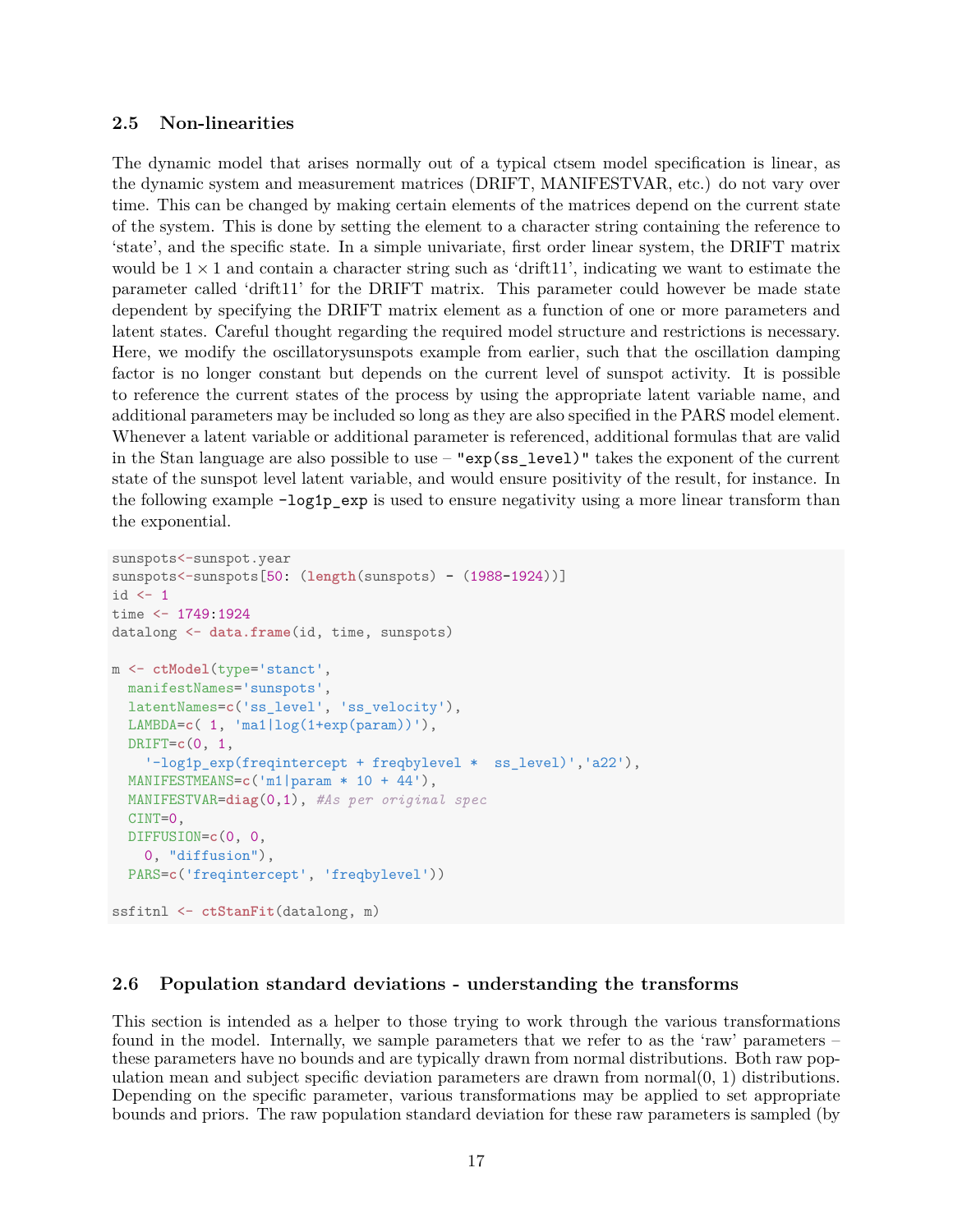### 2.5 Non-linearities

The dynamic model that arises normally out of a typical ctsem model specification is linear, as the dynamic system and measurement matrices (DRIFT, MANIFESTVAR, etc.) do not vary over time. This can be changed by making certain elements of the matrices depend on the current state of the system. This is done by setting the element to a character string containing the reference to 'state', and the specific state. In a simple univariate, first order linear system, the DRIFT matrix would be $1 \times 1$ and contain a character string such as 'drift11', indicating we want to estimate the parameter called 'drift11' for the DRIFT matrix. This parameter could however be made state dependent by specifying the DRIFT matrix element as a function of one or more parameters and latent states. Careful thought regarding the required model structure and restrictions is necessary. Here, we modify the oscillatorysunspots example from earlier, such that the oscillation damping factor is no longer constant but depends on the current level of sunspot activity. It is possible to reference the current states of the process by using the appropriate latent variable name, and additional parameters may be included so long as they are also specified in the PARS model element. Whenever a latent variable or additional parameter is referenced, additional formulas that are valid in the Stan language are also possible to use – `"exp(ss_level)"` takes the exponent of the current state of the sunspot level latent variable, and would ensure positivity of the result, for instance. In the following example `-log1p_exp` is used to ensure negativity using a more linear transform than the exponential.

```
sunspots<-sunspot.year
sunspots<-sunspots[50: (length(sunspots) - (1988-1924))]
id <- 1
time <- 1749:1924
datalong <- data.frame(id, time, sunspots)

m <- ctModel(type='stanct',
  manifestNames='sunspots',
  latentNames=c('ss_level', 'ss_velocity'),
  LAMBDA=c( 1, 'ma1|log(1+exp(param))'),
  DRIFT=c(0, 1,
    '-log1p_exp(freqintercept + freqbylevel *  ss_level)','a22'),
  MANIFESTMEANS=c('m1|param * 10 + 44'),
  MANIFESTVAR=diag(0,1), #As per original spec
  CINT=0,
  DIFFUSION=c(0, 0,
    0, "diffusion"),
  PARS=c('freqintercept', 'freqbylevel'))

ssfitnl <- ctStanFit(datalong, m)
```

### 2.6 Population standard deviations - understanding the transforms

This section is intended as a helper to those trying to work through the various transformations found in the model. Internally, we sample parameters that we refer to as the 'raw' parameters – these parameters have no bounds and are typically drawn from normal distributions. Both raw population mean and subject specific deviation parameters are drawn from normal(0, 1) distributions. Depending on the specific parameter, various transformations may be applied to set appropriate bounds and priors. The raw population standard deviation for these raw parameters is sampled (by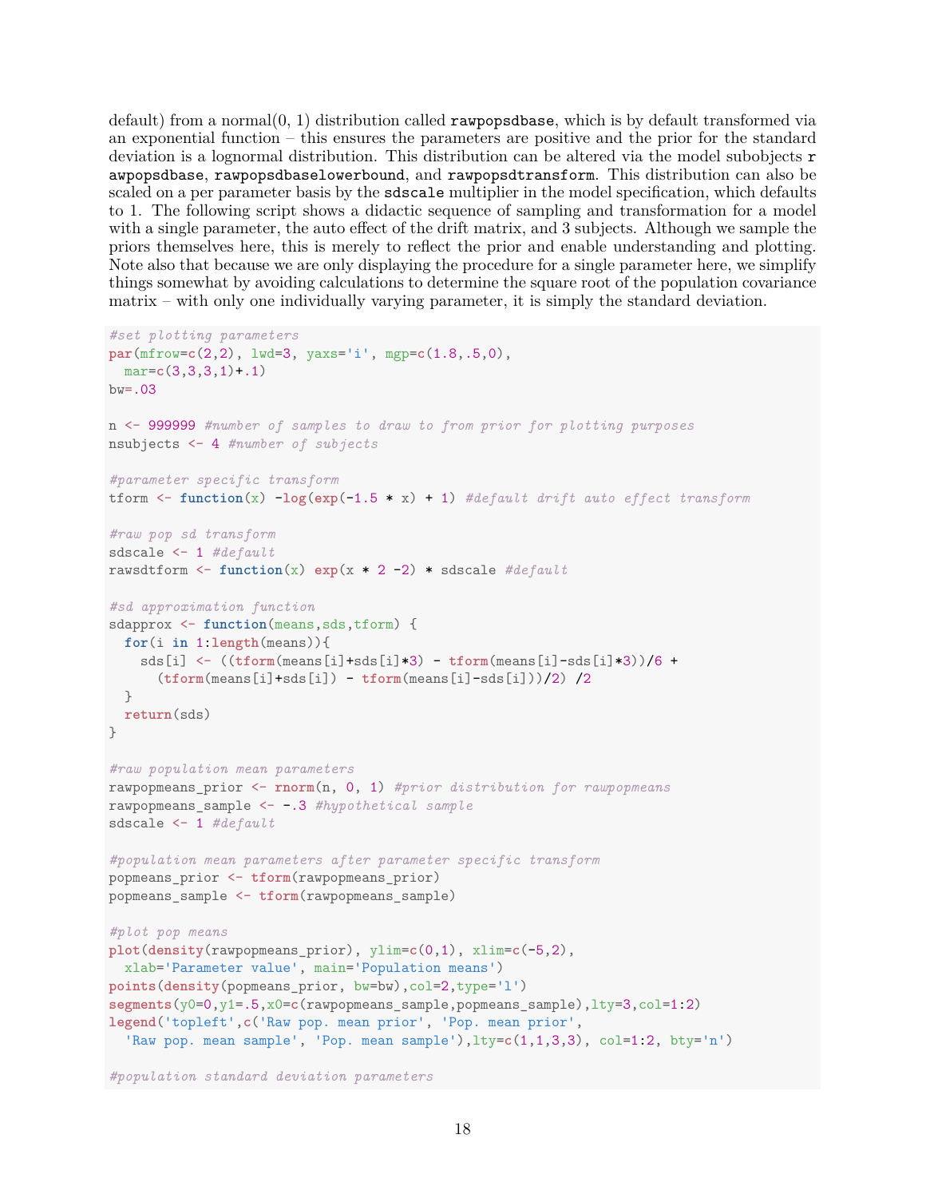default) from a normal(0, 1) distribution called `rawpopsdbase`, which is by default transformed via an exponential function – this ensures the parameters are positive and the prior for the standard deviation is a lognormal distribution. This distribution can be altered via the model subobjects `rawpopsdbase`, `rawpopsdbaselowerbound`, and `rawpopsdtransform`. This distribution can also be scaled on a per parameter basis by the `sdscale` multiplier in the model specification, which defaults to 1. The following script shows a didactic sequence of sampling and transformation for a model with a single parameter, the auto effect of the drift matrix, and 3 subjects. Although we sample the priors themselves here, this is merely to reflect the prior and enable understanding and plotting. Note also that because we are only displaying the procedure for a single parameter here, we simplify things somewhat by avoiding calculations to determine the square root of the population covariance matrix – with only one individually varying parameter, it is simply the standard deviation.

```
#set plotting parameters
par(mfrow=c(2,2), lwd=3, yaxs='i', mgp=c(1.8,.5,0),
  mar=c(3,3,3,1)+.1)
bw=.03

n <- 999999 #number of samples to draw to from prior for plotting purposes
nsubjects <- 4 #number of subjects

#parameter specific transform
tform <- function(x) -log(exp(-1.5 * x) + 1) #default drift auto effect transform

#raw pop sd transform
sdscale <- 1 #default
rawsdtform <- function(x) exp(x * 2 -2) * sdscale #default

#sd approximation function
sdapprox <- function(means,sds,tform) {
  for(i in 1:length(means)){
    sds[i] <- ((tform(means[i]+sds[i]*3) - tform(means[i]-sds[i]*3))/6 +
      (tform(means[i]+sds[i]) - tform(means[i]-sds[i]))/2) /2
  }
  return(sds)
}

#raw population mean parameters
rawpopmeans_prior <- rnorm(n, 0, 1) #prior distribution for rawpopmeans
rawpopmeans_sample <- -.3 #hypothetical sample
sdscale <- 1 #default

#population mean parameters after parameter specific transform
popmeans_prior <- tform(rawpopmeans_prior)
popmeans_sample <- tform(rawpopmeans_sample)

#plot pop means
plot(density(rawpopmeans_prior), ylim=c(0,1), xlim=c(-5,2),
  xlab='Parameter value', main='Population means')
points(density(popmeans_prior, bw=bw),col=2,type='l')
segments(y0=0,y1=.5,x0=c(rawpopmeans_sample,popmeans_sample),lty=3,col=1:2)
legend('topleft',c('Raw pop. mean prior', 'Pop. mean prior',
  'Raw pop. mean sample', 'Pop. mean sample'),lty=c(1,1,3,3), col=1:2, bty='n')

#population standard deviation parameters
```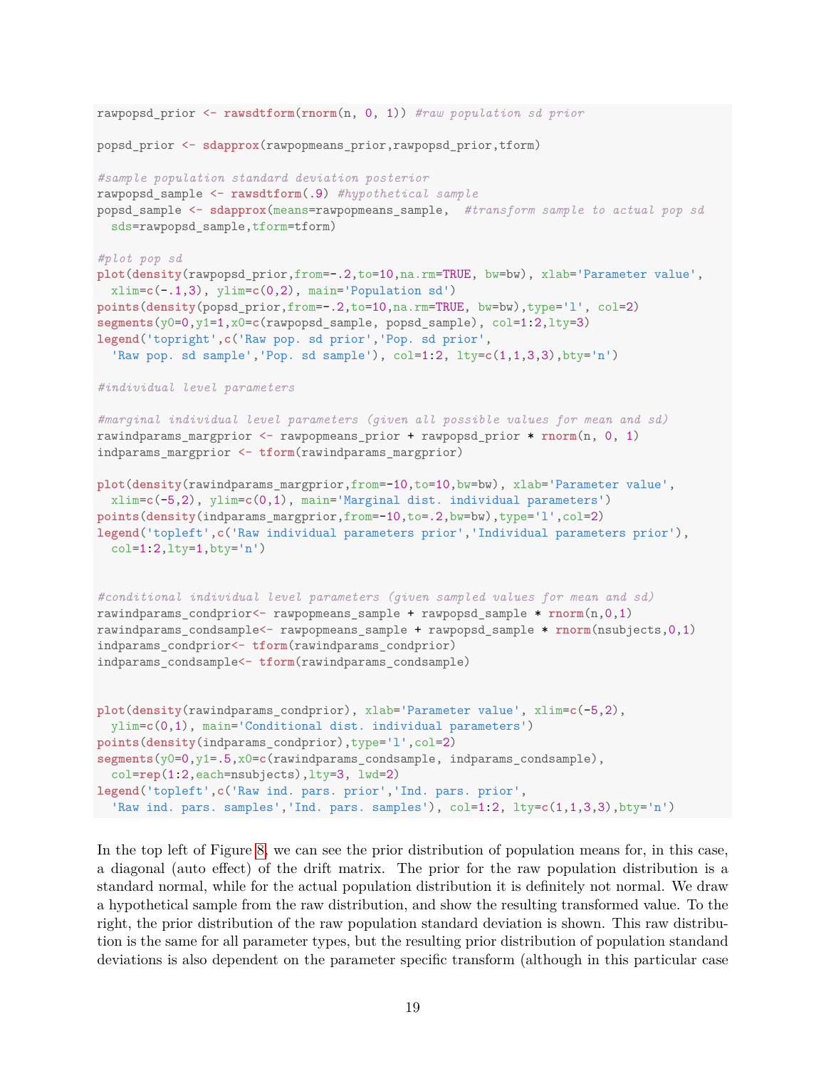```
rawpopsd_prior <- rawsdtform(rnorm(n, 0, 1)) #raw population sd prior

popsd_prior <- sdapprox(rawpopmeans_prior,rawpopsd_prior,tform)

#sample population standard deviation posterior
rawpopsd_sample <- rawsdtform(.9) #hypothetical sample
popsd_sample <- sdapprox(means=rawpopmeans_sample,  #transform sample to actual pop sd
  sds=rawpopsd_sample,tform=tform)

#plot pop sd
plot(density(rawpopsd_prior,from=-.2,to=10,na.rm=TRUE, bw=bw), xlab='Parameter value',
  xlim=c(-.1,3), ylim=c(0,2), main='Population sd')
points(density(popsd_prior,from=-.2,to=10,na.rm=TRUE, bw=bw),type='l', col=2)
segments(y0=0,y1=1,x0=c(rawpopsd_sample, popsd_sample), col=1:2,lty=3)
legend('topright',c('Raw pop. sd prior','Pop. sd prior',
  'Raw pop. sd sample','Pop. sd sample'), col=1:2, lty=c(1,1,3,3),bty='n')

#individual level parameters

#marginal individual level parameters (given all possible values for mean and sd)
rawindparams_margprior <- rawpopmeans_prior + rawpopsd_prior * rnorm(n, 0, 1)
indparams_margprior <- tform(rawindparams_margprior)

plot(density(rawindparams_margprior,from=-10,to=10,bw=bw), xlab='Parameter value',
  xlim=c(-5,2), ylim=c(0,1), main='Marginal dist. individual parameters')
points(density(indparams_margprior,from=-10,to=.2,bw=bw),type='l',col=2)
legend('topleft',c('Raw individual parameters prior','Individual parameters prior'),
  col=1:2,lty=1,bty='n')


#conditional individual level parameters (given sampled values for mean and sd)
rawindparams_condprior<- rawpopmeans_sample + rawpopsd_sample * rnorm(n,0,1)
rawindparams_condsample<- rawpopmeans_sample + rawpopsd_sample * rnorm(nsubjects,0,1)
indparams_condprior<- tform(rawindparams_condprior)
indparams_condsample<- tform(rawindparams_condsample)


plot(density(rawindparams_condprior), xlab='Parameter value', xlim=c(-5,2),
  ylim=c(0,1), main='Conditional dist. individual parameters')
points(density(indparams_condprior),type='l',col=2)
segments(y0=0,y1=.5,x0=c(rawindparams_condsample, indparams_condsample),
  col=rep(1:2,each=nsubjects),lty=3, lwd=2)
legend('topleft',c('Raw ind. pars. prior','Ind. pars. prior',
  'Raw ind. pars. samples','Ind. pars. samples'), col=1:2, lty=c(1,1,3,3),bty='n')
```

In the top left of Figure 8, we can see the prior distribution of population means for, in this case, a diagonal (auto effect) of the drift matrix. The prior for the raw population distribution is a standard normal, while for the actual population distribution it is definitely not normal. We draw a hypothetical sample from the raw distribution, and show the resulting transformed value. To the right, the prior distribution of the raw population standard deviation is shown. This raw distribution is the same for all parameter types, but the resulting prior distribution of population standard deviations is also dependent on the parameter specific transform (although in this particular case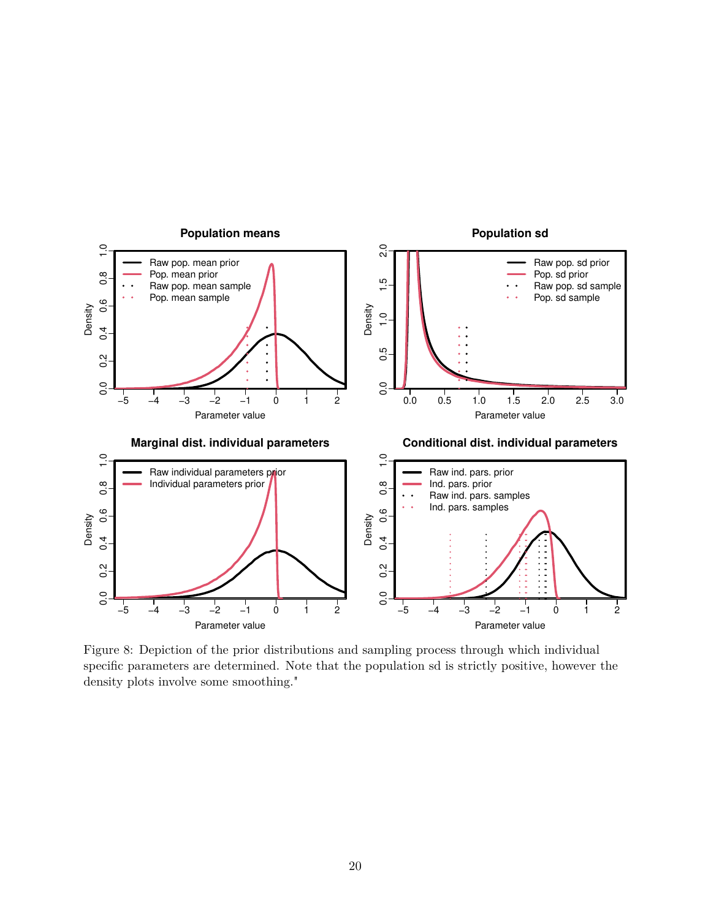Figure 8: Depiction of the prior distributions and sampling process through which individual specific parameters are determined. Note that the population sd is strictly positive, however the density plots involve some smoothing."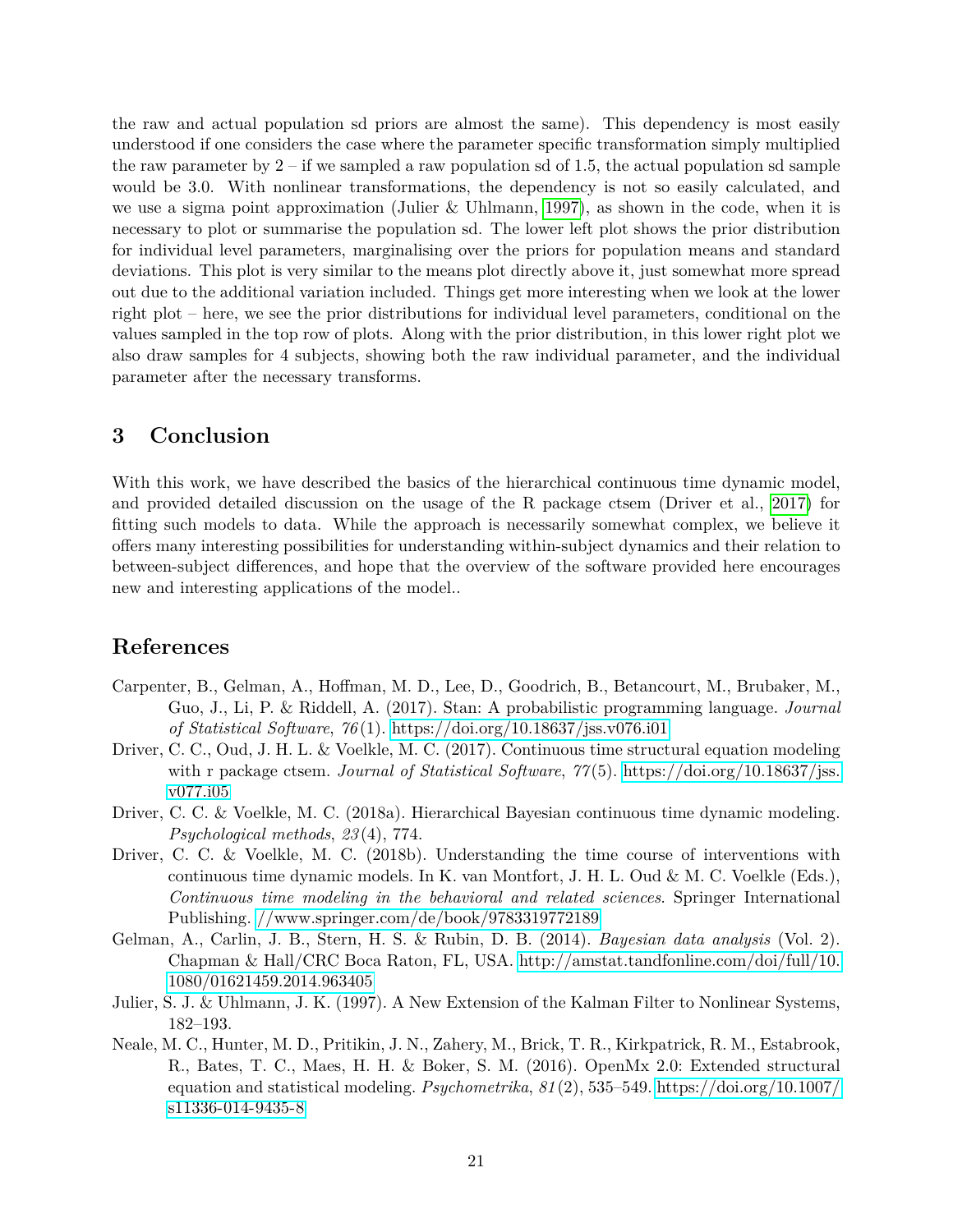the raw and actual population sd priors are almost the same). This dependency is most easily understood if one considers the case where the parameter specific transformation simply multiplied the raw parameter by 2 – if we sampled a raw population sd of 1.5, the actual population sd sample would be 3.0. With nonlinear transformations, the dependency is not so easily calculated, and we use a sigma point approximation (Julier & Uhlmann, 1997), as shown in the code, when it is necessary to plot or summarise the population sd. The lower left plot shows the prior distribution for individual level parameters, marginalising over the priors for population means and standard deviations. This plot is very similar to the means plot directly above it, just somewhat more spread out due to the additional variation included. Things get more interesting when we look at the lower right plot – here, we see the prior distributions for individual level parameters, conditional on the values sampled in the top row of plots. Along with the prior distribution, in this lower right plot we also draw samples for 4 subjects, showing both the raw individual parameter, and the individual parameter after the necessary transforms.

# 3 Conclusion

With this work, we have described the basics of the hierarchical continuous time dynamic model, and provided detailed discussion on the usage of the R package ctsem (Driver et al., 2017) for fitting such models to data. While the approach is necessarily somewhat complex, we believe it offers many interesting possibilities for understanding within-subject dynamics and their relation to between-subject differences, and hope that the overview of the software provided here encourages new and interesting applications of the model..

# References

Carpenter, B., Gelman, A., Hoffman, M. D., Lee, D., Goodrich, B., Betancourt, M., Brubaker, M., Guo, J., Li, P. & Riddell, A. (2017). Stan: A probabilistic programming language. *Journal of Statistical Software*, *76*(1). https://doi.org/10.18637/jss.v076.i01

Driver, C. C., Oud, J. H. L. & Voelkle, M. C. (2017). Continuous time structural equation modeling with r package ctsem. *Journal of Statistical Software*, *77*(5). https://doi.org/10.18637/jss.v077.i05

Driver, C. C. & Voelkle, M. C. (2018a). Hierarchical Bayesian continuous time dynamic modeling. *Psychological methods*, *23*(4), 774.

Driver, C. C. & Voelkle, M. C. (2018b). Understanding the time course of interventions with continuous time dynamic models. In K. van Montfort, J. H. L. Oud & M. C. Voelkle (Eds.), *Continuous time modeling in the behavioral and related sciences*. Springer International Publishing. //www.springer.com/de/book/9783319772189

Gelman, A., Carlin, J. B., Stern, H. S. & Rubin, D. B. (2014). *Bayesian data analysis* (Vol. 2). Chapman & Hall/CRC Boca Raton, FL, USA. http://amstat.tandfonline.com/doi/full/10.1080/01621459.2014.963405

Julier, S. J. & Uhlmann, J. K. (1997). A New Extension of the Kalman Filter to Nonlinear Systems, 182–193.

Neale, M. C., Hunter, M. D., Pritikin, J. N., Zahery, M., Brick, T. R., Kirkpatrick, R. M., Estabrook, R., Bates, T. C., Maes, H. H. & Boker, S. M. (2016). OpenMx 2.0: Extended structural equation and statistical modeling. *Psychometrika*, *81*(2), 535–549. https://doi.org/10.1007/s11336-014-9435-8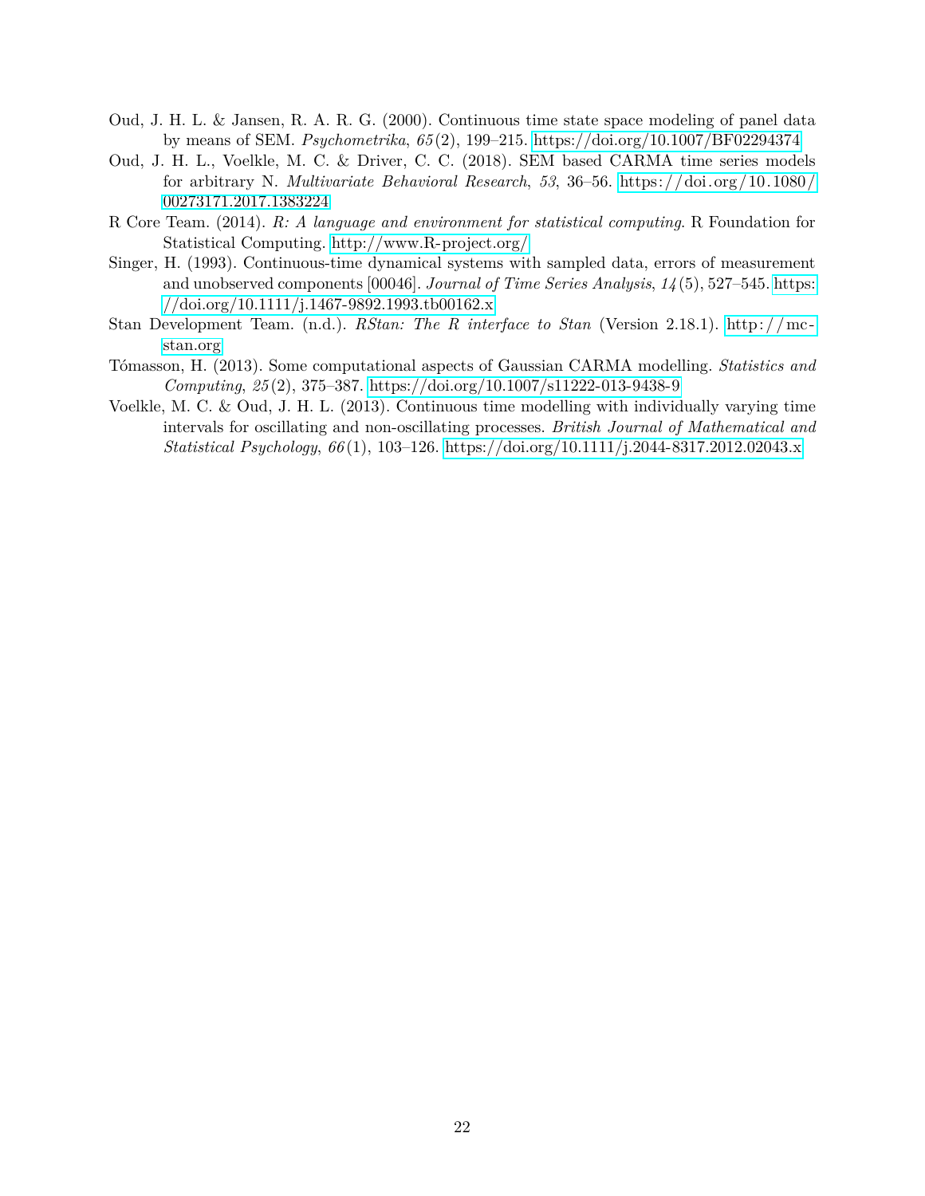Oud, J. H. L. & Jansen, R. A. R. G. (2000). Continuous time state space modeling of panel data by means of SEM. *Psychometrika*, *65*(2), 199–215. https://doi.org/10.1007/BF02294374

Oud, J. H. L., Voelkle, M. C. & Driver, C. C. (2018). SEM based CARMA time series models for arbitrary N. *Multivariate Behavioral Research*, *53*, 36–56. https://doi.org/10.1080/00273171.2017.1383224

R Core Team. (2014). *R: A language and environment for statistical computing*. R Foundation for Statistical Computing. http://www.R-project.org/

Singer, H. (1993). Continuous-time dynamical systems with sampled data, errors of measurement and unobserved components [00046]. *Journal of Time Series Analysis*, *14*(5), 527–545. https://doi.org/10.1111/j.1467-9892.1993.tb00162.x

Stan Development Team. (n.d.). *RStan: The R interface to Stan* (Version 2.18.1). http://mc-stan.org

Tómasson, H. (2013). Some computational aspects of Gaussian CARMA modelling. *Statistics and Computing*, *25*(2), 375–387. https://doi.org/10.1007/s11222-013-9438-9

Voelkle, M. C. & Oud, J. H. L. (2013). Continuous time modelling with individually varying time intervals for oscillating and non-oscillating processes. *British Journal of Mathematical and Statistical Psychology*, *66*(1), 103–126. https://doi.org/10.1111/j.2044-8317.2012.02043.x